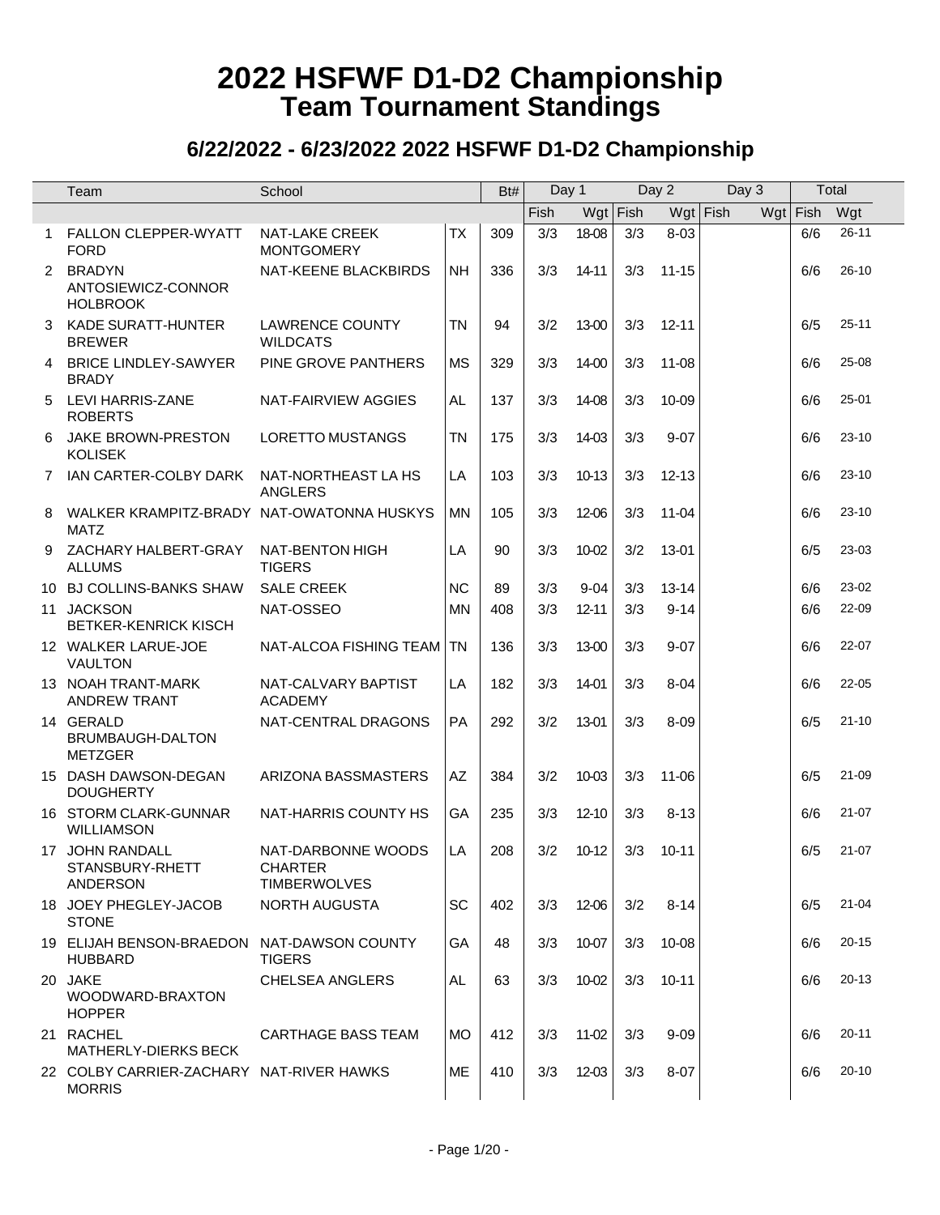# 2022 HSFWF D1-D2 Championship
## Team Tournament Standings

### 6/22/2022 - 6/23/2022 2022 HSFWF D1-D2 Championship

| | Team | School | | Bt# | Day 1 | | Day 2 | | Day 3 | | Total | |
|---|---|---|---|---|---|---|---|---|---|---|---|---|
| | | | | | Fish | Wgt | Fish | Wgt | Fish | Wgt | Fish | Wgt |
| 1 | FALLON CLEPPER-WYATT FORD | NAT-LAKE CREEK MONTGOMERY | TX | 309 | 3/3 | 18-08 | 3/3 | 8-03 | | | 6/6 | 26-11 |
| 2 | BRADYN ANTOSIEWICZ-CONNOR HOLBROOK | NAT-KEENE BLACKBIRDS | NH | 336 | 3/3 | 14-11 | 3/3 | 11-15 | | | 6/6 | 26-10 |
| 3 | KADE SURATT-HUNTER BREWER | LAWRENCE COUNTY WILDCATS | TN | 94 | 3/2 | 13-00 | 3/3 | 12-11 | | | 6/5 | 25-11 |
| 4 | BRICE LINDLEY-SAWYER BRADY | PINE GROVE PANTHERS | MS | 329 | 3/3 | 14-00 | 3/3 | 11-08 | | | 6/6 | 25-08 |
| 5 | LEVI HARRIS-ZANE ROBERTS | NAT-FAIRVIEW AGGIES | AL | 137 | 3/3 | 14-08 | 3/3 | 10-09 | | | 6/6 | 25-01 |
| 6 | JAKE BROWN-PRESTON KOLISEK | LORETTO MUSTANGS | TN | 175 | 3/3 | 14-03 | 3/3 | 9-07 | | | 6/6 | 23-10 |
| 7 | IAN CARTER-COLBY DARK | NAT-NORTHEAST LA HS ANGLERS | LA | 103 | 3/3 | 10-13 | 3/3 | 12-13 | | | 6/6 | 23-10 |
| 8 | WALKER KRAMPITZ-BRADY MATZ | NAT-OWATONNA HUSKYS | MN | 105 | 3/3 | 12-06 | 3/3 | 11-04 | | | 6/6 | 23-10 |
| 9 | ZACHARY HALBERT-GRAY ALLUMS | NAT-BENTON HIGH TIGERS | LA | 90 | 3/3 | 10-02 | 3/2 | 13-01 | | | 6/5 | 23-03 |
| 10 | BJ COLLINS-BANKS SHAW | SALE CREEK | NC | 89 | 3/3 | 9-04 | 3/3 | 13-14 | | | 6/6 | 23-02 |
| 11 | JACKSON BETKER-KENRICK KISCH | NAT-OSSEO | MN | 408 | 3/3 | 12-11 | 3/3 | 9-14 | | | 6/6 | 22-09 |
| 12 | WALKER LARUE-JOE VAULTON | NAT-ALCOA FISHING TEAM | TN | 136 | 3/3 | 13-00 | 3/3 | 9-07 | | | 6/6 | 22-07 |
| 13 | NOAH TRANT-MARK ANDREW TRANT | NAT-CALVARY BAPTIST ACADEMY | LA | 182 | 3/3 | 14-01 | 3/3 | 8-04 | | | 6/6 | 22-05 |
| 14 | GERALD BRUMBAUGH-DALTON METZGER | NAT-CENTRAL DRAGONS | PA | 292 | 3/2 | 13-01 | 3/3 | 8-09 | | | 6/5 | 21-10 |
| 15 | DASH DAWSON-DEGAN DOUGHERTY | ARIZONA BASSMASTERS | AZ | 384 | 3/2 | 10-03 | 3/3 | 11-06 | | | 6/5 | 21-09 |
| 16 | STORM CLARK-GUNNAR WILLIAMSON | NAT-HARRIS COUNTY HS | GA | 235 | 3/3 | 12-10 | 3/3 | 8-13 | | | 6/6 | 21-07 |
| 17 | JOHN RANDALL STANSBURY-RHETT ANDERSON | NAT-DARBONNE WOODS CHARTER TIMBERWOLVES | LA | 208 | 3/2 | 10-12 | 3/3 | 10-11 | | | 6/5 | 21-07 |
| 18 | JOEY PHEGLEY-JACOB STONE | NORTH AUGUSTA | SC | 402 | 3/3 | 12-06 | 3/2 | 8-14 | | | 6/5 | 21-04 |
| 19 | ELIJAH BENSON-BRAEDON HUBBARD | NAT-DAWSON COUNTY TIGERS | GA | 48 | 3/3 | 10-07 | 3/3 | 10-08 | | | 6/6 | 20-15 |
| 20 | JAKE WOODWARD-BRAXTON HOPPER | CHELSEA ANGLERS | AL | 63 | 3/3 | 10-02 | 3/3 | 10-11 | | | 6/6 | 20-13 |
| 21 | RACHEL MATHERLY-DIERKS BECK | CARTHAGE BASS TEAM | MO | 412 | 3/3 | 11-02 | 3/3 | 9-09 | | | 6/6 | 20-11 |
| 22 | COLBY CARRIER-ZACHARY MORRIS | NAT-RIVER HAWKS | ME | 410 | 3/3 | 12-03 | 3/3 | 8-07 | | | 6/6 | 20-10 |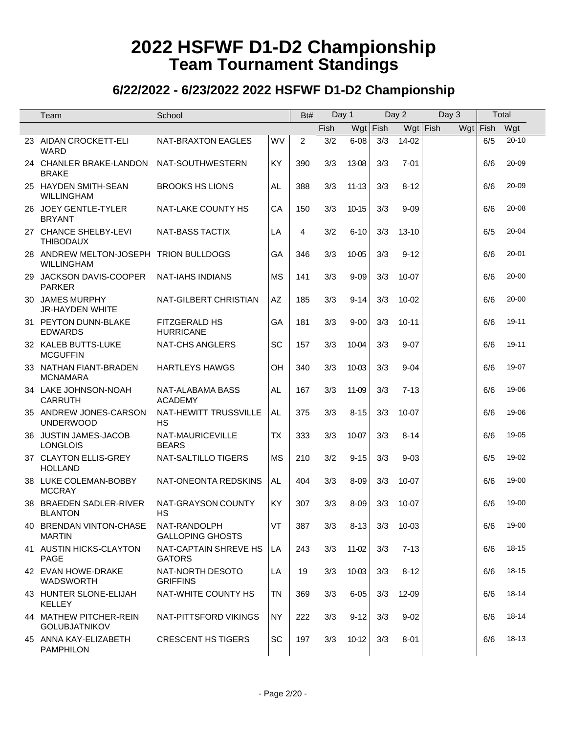# 2022 HSFWF D1-D2 Championship
## Team Tournament Standings

### 6/22/2022 - 6/23/2022 2022 HSFWF D1-D2 Championship

| | Team | School | | Bt# | Day 1 | | Day 2 | | Day 3 | | Total | |
|---|---|---|---|---|---|---|---|---|---|---|---|---|
| | | | | | Fish | Wgt | Fish | Wgt | Fish | Wgt | Fish | Wgt |
| 23 | AIDAN CROCKETT-ELI WARD | NAT-BRAXTON EAGLES | WV | 2 | 3/2 | 6-08 | 3/3 | 14-02 | | | 6/5 | 20-10 |
| 24 | CHANLER BRAKE-LANDON BRAKE | NAT-SOUTHWESTERN | KY | 390 | 3/3 | 13-08 | 3/3 | 7-01 | | | 6/6 | 20-09 |
| 25 | HAYDEN SMITH-SEAN WILLINGHAM | BROOKS HS LIONS | AL | 388 | 3/3 | 11-13 | 3/3 | 8-12 | | | 6/6 | 20-09 |
| 26 | JOEY GENTLE-TYLER BRYANT | NAT-LAKE COUNTY HS | CA | 150 | 3/3 | 10-15 | 3/3 | 9-09 | | | 6/6 | 20-08 |
| 27 | CHANCE SHELBY-LEVI THIBODAUX | NAT-BASS TACTIX | LA | 4 | 3/2 | 6-10 | 3/3 | 13-10 | | | 6/5 | 20-04 |
| 28 | ANDREW MELTON-JOSEPH WILLINGHAM | TRION BULLDOGS | GA | 346 | 3/3 | 10-05 | 3/3 | 9-12 | | | 6/6 | 20-01 |
| 29 | JACKSON DAVIS-COOPER PARKER | NAT-IAHS INDIANS | MS | 141 | 3/3 | 9-09 | 3/3 | 10-07 | | | 6/6 | 20-00 |
| 30 | JAMES MURPHY JR-HAYDEN WHITE | NAT-GILBERT CHRISTIAN | AZ | 185 | 3/3 | 9-14 | 3/3 | 10-02 | | | 6/6 | 20-00 |
| 31 | PEYTON DUNN-BLAKE EDWARDS | FITZGERALD HS HURRICANE | GA | 181 | 3/3 | 9-00 | 3/3 | 10-11 | | | 6/6 | 19-11 |
| 32 | KALEB BUTTS-LUKE MCGUFFIN | NAT-CHS ANGLERS | SC | 157 | 3/3 | 10-04 | 3/3 | 9-07 | | | 6/6 | 19-11 |
| 33 | NATHAN FIANT-BRADEN MCNAMARA | HARTLEYS HAWGS | OH | 340 | 3/3 | 10-03 | 3/3 | 9-04 | | | 6/6 | 19-07 |
| 34 | LAKE JOHNSON-NOAH CARRUTH | NAT-ALABAMA BASS ACADEMY | AL | 167 | 3/3 | 11-09 | 3/3 | 7-13 | | | 6/6 | 19-06 |
| 35 | ANDREW JONES-CARSON UNDERWOOD | NAT-HEWITT TRUSSVILLE HS | AL | 375 | 3/3 | 8-15 | 3/3 | 10-07 | | | 6/6 | 19-06 |
| 36 | JUSTIN JAMES-JACOB LONGLOIS | NAT-MAURICEVILLE BEARS | TX | 333 | 3/3 | 10-07 | 3/3 | 8-14 | | | 6/6 | 19-05 |
| 37 | CLAYTON ELLIS-GREY HOLLAND | NAT-SALTILLO TIGERS | MS | 210 | 3/2 | 9-15 | 3/3 | 9-03 | | | 6/5 | 19-02 |
| 38 | LUKE COLEMAN-BOBBY MCCRAY | NAT-ONEONTA REDSKINS | AL | 404 | 3/3 | 8-09 | 3/3 | 10-07 | | | 6/6 | 19-00 |
| 38 | BRAEDEN SADLER-RIVER BLANTON | NAT-GRAYSON COUNTY HS | KY | 307 | 3/3 | 8-09 | 3/3 | 10-07 | | | 6/6 | 19-00 |
| 40 | BRENDAN VINTON-CHASE MARTIN | NAT-RANDOLPH GALLOPING GHOSTS | VT | 387 | 3/3 | 8-13 | 3/3 | 10-03 | | | 6/6 | 19-00 |
| 41 | AUSTIN HICKS-CLAYTON PAGE | NAT-CAPTAIN SHREVE HS GATORS | LA | 243 | 3/3 | 11-02 | 3/3 | 7-13 | | | 6/6 | 18-15 |
| 42 | EVAN HOWE-DRAKE WADSWORTH | NAT-NORTH DESOTO GRIFFINS | LA | 19 | 3/3 | 10-03 | 3/3 | 8-12 | | | 6/6 | 18-15 |
| 43 | HUNTER SLONE-ELIJAH KELLEY | NAT-WHITE COUNTY HS | TN | 369 | 3/3 | 6-05 | 3/3 | 12-09 | | | 6/6 | 18-14 |
| 44 | MATHEW PITCHER-REIN GOLUBJATNIKOV | NAT-PITTSFORD VIKINGS | NY | 222 | 3/3 | 9-12 | 3/3 | 9-02 | | | 6/6 | 18-14 |
| 45 | ANNA KAY-ELIZABETH PAMPHILON | CRESCENT HS TIGERS | SC | 197 | 3/3 | 10-12 | 3/3 | 8-01 | | | 6/6 | 18-13 |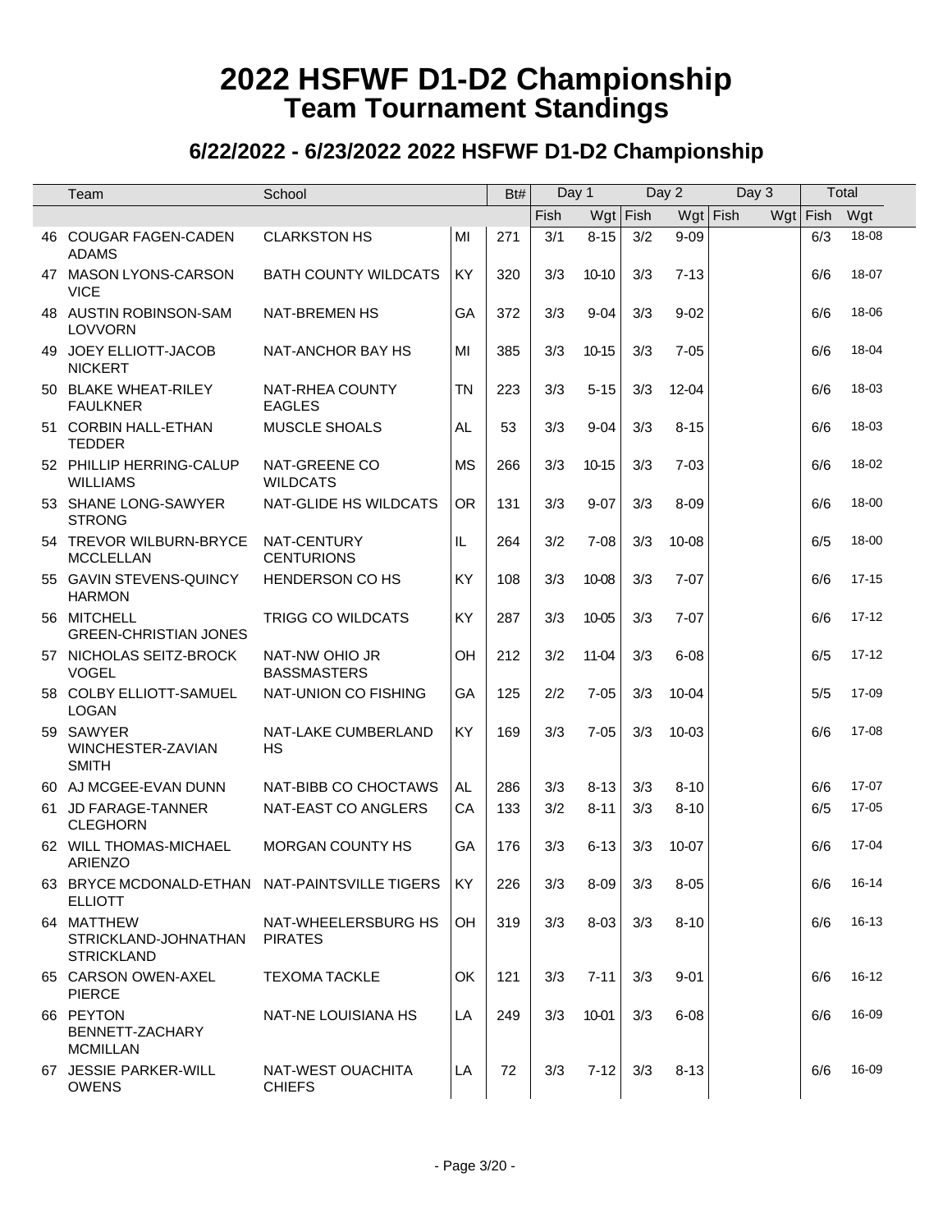# 2022 HSFWF D1-D2 Championship
## Team Tournament Standings

### 6/22/2022 - 6/23/2022 2022 HSFWF D1-D2 Championship

| | Team | School | | Bt# | Day 1 | | Day 2 | | Day 3 | | Total | |
|---|---|---|---|---|---|---|---|---|---|---|---|---|
| | | | | | Fish | Wgt | Fish | Wgt | Fish | Wgt | Fish | Wgt |
| 46 | COUGAR FAGEN-CADEN ADAMS | CLARKSTON HS | MI | 271 | 3/1 | 8-15 | 3/2 | 9-09 | | | 6/3 | 18-08 |
| 47 | MASON LYONS-CARSON VICE | BATH COUNTY WILDCATS | KY | 320 | 3/3 | 10-10 | 3/3 | 7-13 | | | 6/6 | 18-07 |
| 48 | AUSTIN ROBINSON-SAM LOVVORN | NAT-BREMEN HS | GA | 372 | 3/3 | 9-04 | 3/3 | 9-02 | | | 6/6 | 18-06 |
| 49 | JOEY ELLIOTT-JACOB NICKERT | NAT-ANCHOR BAY HS | MI | 385 | 3/3 | 10-15 | 3/3 | 7-05 | | | 6/6 | 18-04 |
| 50 | BLAKE WHEAT-RILEY FAULKNER | NAT-RHEA COUNTY EAGLES | TN | 223 | 3/3 | 5-15 | 3/3 | 12-04 | | | 6/6 | 18-03 |
| 51 | CORBIN HALL-ETHAN TEDDER | MUSCLE SHOALS | AL | 53 | 3/3 | 9-04 | 3/3 | 8-15 | | | 6/6 | 18-03 |
| 52 | PHILLIP HERRING-CALUP WILLIAMS | NAT-GREENE CO WILDCATS | MS | 266 | 3/3 | 10-15 | 3/3 | 7-03 | | | 6/6 | 18-02 |
| 53 | SHANE LONG-SAWYER STRONG | NAT-GLIDE HS WILDCATS | OR | 131 | 3/3 | 9-07 | 3/3 | 8-09 | | | 6/6 | 18-00 |
| 54 | TREVOR WILBURN-BRYCE MCCLELLAN | NAT-CENTURY CENTURIONS | IL | 264 | 3/2 | 7-08 | 3/3 | 10-08 | | | 6/5 | 18-00 |
| 55 | GAVIN STEVENS-QUINCY HARMON | HENDERSON CO HS | KY | 108 | 3/3 | 10-08 | 3/3 | 7-07 | | | 6/6 | 17-15 |
| 56 | MITCHELL GREEN-CHRISTIAN JONES | TRIGG CO WILDCATS | KY | 287 | 3/3 | 10-05 | 3/3 | 7-07 | | | 6/6 | 17-12 |
| 57 | NICHOLAS SEITZ-BROCK VOGEL | NAT-NW OHIO JR BASSMASTERS | OH | 212 | 3/2 | 11-04 | 3/3 | 6-08 | | | 6/5 | 17-12 |
| 58 | COLBY ELLIOTT-SAMUEL LOGAN | NAT-UNION CO FISHING | GA | 125 | 2/2 | 7-05 | 3/3 | 10-04 | | | 5/5 | 17-09 |
| 59 | SAWYER WINCHESTER-ZAVIAN SMITH | NAT-LAKE CUMBERLAND HS | KY | 169 | 3/3 | 7-05 | 3/3 | 10-03 | | | 6/6 | 17-08 |
| 60 | AJ MCGEE-EVAN DUNN | NAT-BIBB CO CHOCTAWS | AL | 286 | 3/3 | 8-13 | 3/3 | 8-10 | | | 6/6 | 17-07 |
| 61 | JD FARAGE-TANNER CLEGHORN | NAT-EAST CO ANGLERS | CA | 133 | 3/2 | 8-11 | 3/3 | 8-10 | | | 6/5 | 17-05 |
| 62 | WILL THOMAS-MICHAEL ARIENZO | MORGAN COUNTY HS | GA | 176 | 3/3 | 6-13 | 3/3 | 10-07 | | | 6/6 | 17-04 |
| 63 | BRYCE MCDONALD-ETHAN ELLIOTT | NAT-PAINTSVILLE TIGERS | KY | 226 | 3/3 | 8-09 | 3/3 | 8-05 | | | 6/6 | 16-14 |
| 64 | MATTHEW STRICKLAND-JOHNATHAN STRICKLAND | NAT-WHEELERSBURG HS PIRATES | OH | 319 | 3/3 | 8-03 | 3/3 | 8-10 | | | 6/6 | 16-13 |
| 65 | CARSON OWEN-AXEL PIERCE | TEXOMA TACKLE | OK | 121 | 3/3 | 7-11 | 3/3 | 9-01 | | | 6/6 | 16-12 |
| 66 | PEYTON BENNETT-ZACHARY MCMILLAN | NAT-NE LOUISIANA HS | LA | 249 | 3/3 | 10-01 | 3/3 | 6-08 | | | 6/6 | 16-09 |
| 67 | JESSIE PARKER-WILL OWENS | NAT-WEST OUACHITA CHIEFS | LA | 72 | 3/3 | 7-12 | 3/3 | 8-13 | | | 6/6 | 16-09 |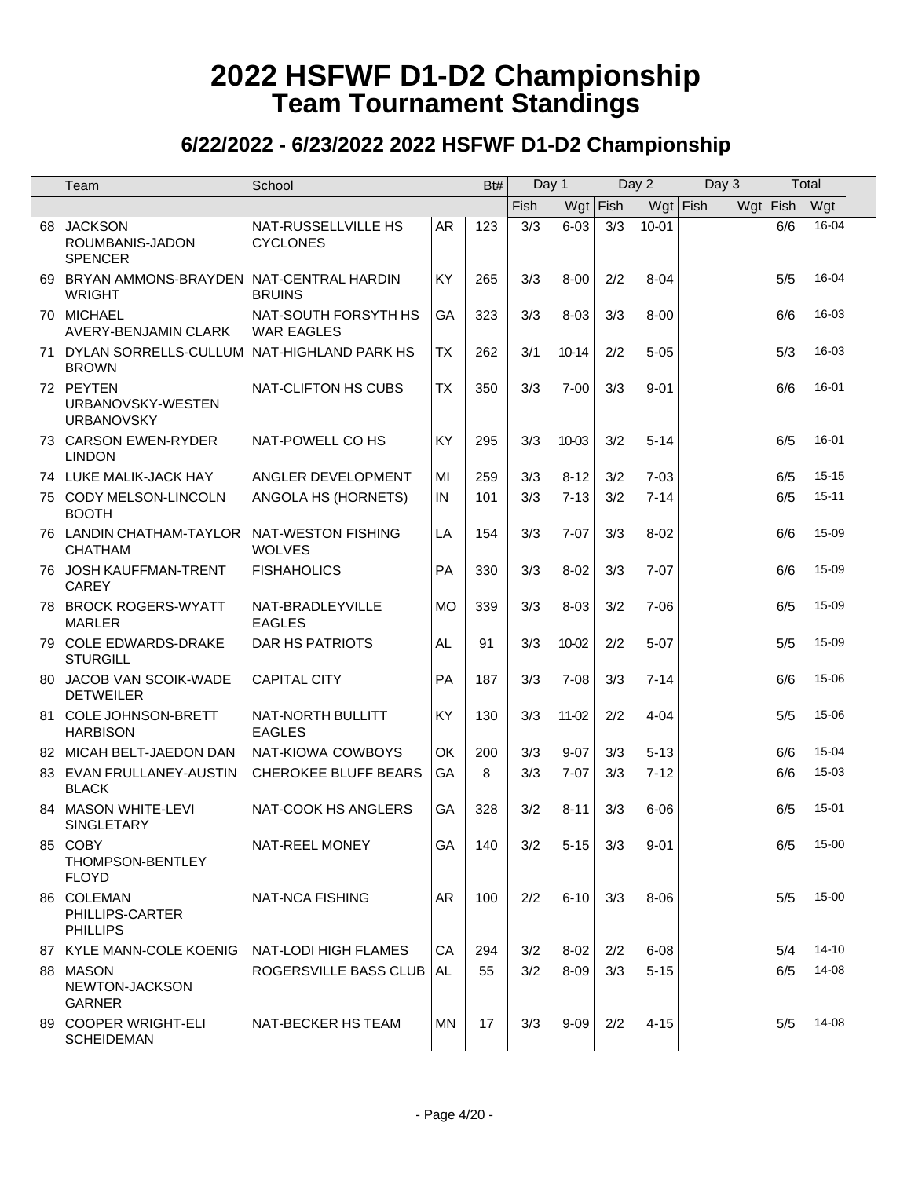# 2022 HSFWF D1-D2 Championship
## Team Tournament Standings

### 6/22/2022 - 6/23/2022 2022 HSFWF D1-D2 Championship

| | Team | School | | Bt# | Day 1 | | Day 2 | | Day 3 | | Total | |
|---|---|---|---|---|---|---|---|---|---|---|---|---|
| | | | | | Fish | Wgt | Fish | Wgt | Fish | Wgt | Fish | Wgt |
| 68 | JACKSON ROUMBANIS-JADON SPENCER | NAT-RUSSELLVILLE HS CYCLONES | AR | 123 | 3/3 | 6-03 | 3/3 | 10-01 | | | 6/6 | 16-04 |
| 69 | BRYAN AMMONS-BRAYDEN WRIGHT | NAT-CENTRAL HARDIN BRUINS | KY | 265 | 3/3 | 8-00 | 2/2 | 8-04 | | | 5/5 | 16-04 |
| 70 | MICHAEL AVERY-BENJAMIN CLARK | NAT-SOUTH FORSYTH HS WAR EAGLES | GA | 323 | 3/3 | 8-03 | 3/3 | 8-00 | | | 6/6 | 16-03 |
| 71 | DYLAN SORRELLS-CULLUM BROWN | NAT-HIGHLAND PARK HS | TX | 262 | 3/1 | 10-14 | 2/2 | 5-05 | | | 5/3 | 16-03 |
| 72 | PEYTEN URBANOVSKY-WESTEN URBANOVSKY | NAT-CLIFTON HS CUBS | TX | 350 | 3/3 | 7-00 | 3/3 | 9-01 | | | 6/6 | 16-01 |
| 73 | CARSON EWEN-RYDER LINDON | NAT-POWELL CO HS | KY | 295 | 3/3 | 10-03 | 3/2 | 5-14 | | | 6/5 | 16-01 |
| 74 | LUKE MALIK-JACK HAY | ANGLER DEVELOPMENT | MI | 259 | 3/3 | 8-12 | 3/2 | 7-03 | | | 6/5 | 15-15 |
| 75 | CODY MELSON-LINCOLN BOOTH | ANGOLA HS (HORNETS) | IN | 101 | 3/3 | 7-13 | 3/2 | 7-14 | | | 6/5 | 15-11 |
| 76 | LANDIN CHATHAM-TAYLOR CHATHAM | NAT-WESTON FISHING WOLVES | LA | 154 | 3/3 | 7-07 | 3/3 | 8-02 | | | 6/6 | 15-09 |
| 76 | JOSH KAUFFMAN-TRENT CAREY | FISHAHOLICS | PA | 330 | 3/3 | 8-02 | 3/3 | 7-07 | | | 6/6 | 15-09 |
| 78 | BROCK ROGERS-WYATT MARLER | NAT-BRADLEYVILLE EAGLES | MO | 339 | 3/3 | 8-03 | 3/2 | 7-06 | | | 6/5 | 15-09 |
| 79 | COLE EDWARDS-DRAKE STURGILL | DAR HS PATRIOTS | AL | 91 | 3/3 | 10-02 | 2/2 | 5-07 | | | 5/5 | 15-09 |
| 80 | JACOB VAN SCOIK-WADE DETWEILER | CAPITAL CITY | PA | 187 | 3/3 | 7-08 | 3/3 | 7-14 | | | 6/6 | 15-06 |
| 81 | COLE JOHNSON-BRETT HARBISON | NAT-NORTH BULLITT EAGLES | KY | 130 | 3/3 | 11-02 | 2/2 | 4-04 | | | 5/5 | 15-06 |
| 82 | MICAH BELT-JAEDON DAN | NAT-KIOWA COWBOYS | OK | 200 | 3/3 | 9-07 | 3/3 | 5-13 | | | 6/6 | 15-04 |
| 83 | EVAN FRULLANEY-AUSTIN BLACK | CHEROKEE BLUFF BEARS | GA | 8 | 3/3 | 7-07 | 3/3 | 7-12 | | | 6/6 | 15-03 |
| 84 | MASON WHITE-LEVI SINGLETARY | NAT-COOK HS ANGLERS | GA | 328 | 3/2 | 8-11 | 3/3 | 6-06 | | | 6/5 | 15-01 |
| 85 | COBY THOMPSON-BENTLEY FLOYD | NAT-REEL MONEY | GA | 140 | 3/2 | 5-15 | 3/3 | 9-01 | | | 6/5 | 15-00 |
| 86 | COLEMAN PHILLIPS-CARTER PHILLIPS | NAT-NCA FISHING | AR | 100 | 2/2 | 6-10 | 3/3 | 8-06 | | | 5/5 | 15-00 |
| 87 | KYLE MANN-COLE KOENIG | NAT-LODI HIGH FLAMES | CA | 294 | 3/2 | 8-02 | 2/2 | 6-08 | | | 5/4 | 14-10 |
| 88 | MASON NEWTON-JACKSON GARNER | ROGERSVILLE BASS CLUB | AL | 55 | 3/2 | 8-09 | 3/3 | 5-15 | | | 6/5 | 14-08 |
| 89 | COOPER WRIGHT-ELI SCHEIDEMAN | NAT-BECKER HS TEAM | MN | 17 | 3/3 | 9-09 | 2/2 | 4-15 | | | 5/5 | 14-08 |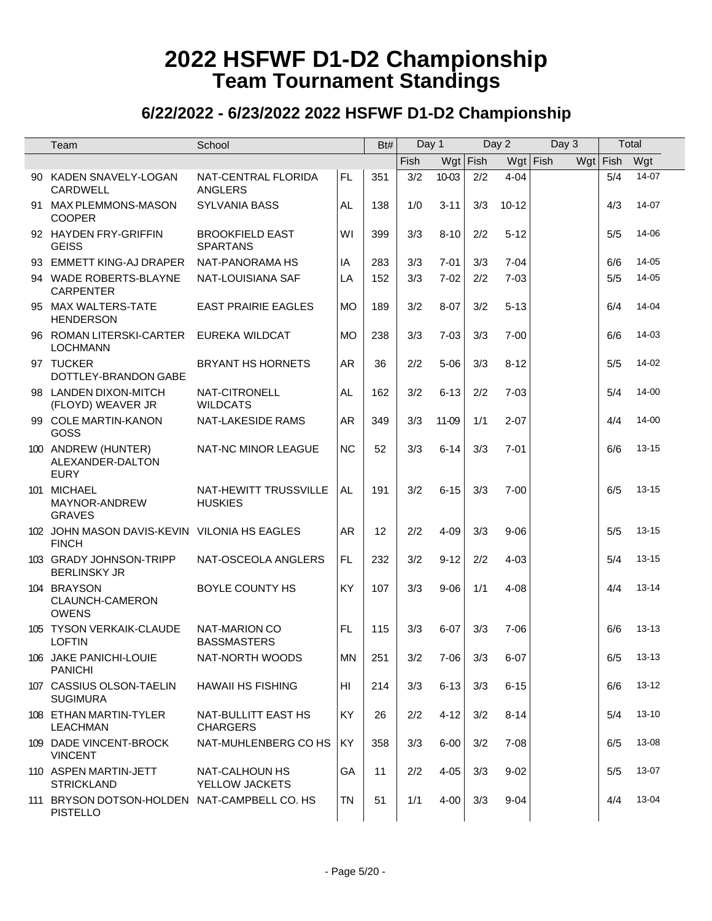# 2022 HSFWF D1-D2 Championship
## Team Tournament Standings

### 6/22/2022 - 6/23/2022 2022 HSFWF D1-D2 Championship

| | Team | School | | Bt# | Day 1 | | Day 2 | | Day 3 | | Total | |
|---|---|---|---|---|---|---|---|---|---|---|---|---|
| | | | | | Fish | Wgt | Fish | Wgt | Fish | Wgt | Fish | Wgt |
| 90 | KADEN SNAVELY-LOGAN CARDWELL | NAT-CENTRAL FLORIDA ANGLERS | FL | 351 | 3/2 | 10-03 | 2/2 | 4-04 | | | 5/4 | 14-07 |
| 91 | MAX PLEMMONS-MASON COOPER | SYLVANIA BASS | AL | 138 | 1/0 | 3-11 | 3/3 | 10-12 | | | 4/3 | 14-07 |
| 92 | HAYDEN FRY-GRIFFIN GEISS | BROOKFIELD EAST SPARTANS | WI | 399 | 3/3 | 8-10 | 2/2 | 5-12 | | | 5/5 | 14-06 |
| 93 | EMMETT KING-AJ DRAPER | NAT-PANORAMA HS | IA | 283 | 3/3 | 7-01 | 3/3 | 7-04 | | | 6/6 | 14-05 |
| 94 | WADE ROBERTS-BLAYNE CARPENTER | NAT-LOUISIANA SAF | LA | 152 | 3/3 | 7-02 | 2/2 | 7-03 | | | 5/5 | 14-05 |
| 95 | MAX WALTERS-TATE HENDERSON | EAST PRAIRIE EAGLES | MO | 189 | 3/2 | 8-07 | 3/2 | 5-13 | | | 6/4 | 14-04 |
| 96 | ROMAN LITERSKI-CARTER LOCHMANN | EUREKA WILDCAT | MO | 238 | 3/3 | 7-03 | 3/3 | 7-00 | | | 6/6 | 14-03 |
| 97 | TUCKER DOTTLEY-BRANDON GABE | BRYANT HS HORNETS | AR | 36 | 2/2 | 5-06 | 3/3 | 8-12 | | | 5/5 | 14-02 |
| 98 | LANDEN DIXON-MITCH (FLOYD) WEAVER JR | NAT-CITRONELL WILDCATS | AL | 162 | 3/2 | 6-13 | 2/2 | 7-03 | | | 5/4 | 14-00 |
| 99 | COLE MARTIN-KANON GOSS | NAT-LAKESIDE RAMS | AR | 349 | 3/3 | 11-09 | 1/1 | 2-07 | | | 4/4 | 14-00 |
| 100 | ANDREW (HUNTER) ALEXANDER-DALTON EURY | NAT-NC MINOR LEAGUE | NC | 52 | 3/3 | 6-14 | 3/3 | 7-01 | | | 6/6 | 13-15 |
| 101 | MICHAEL MAYNOR-ANDREW GRAVES | NAT-HEWITT TRUSSVILLE HUSKIES | AL | 191 | 3/2 | 6-15 | 3/3 | 7-00 | | | 6/5 | 13-15 |
| 102 | JOHN MASON DAVIS-KEVIN FINCH | VILONIA HS EAGLES | AR | 12 | 2/2 | 4-09 | 3/3 | 9-06 | | | 5/5 | 13-15 |
| 103 | GRADY JOHNSON-TRIPP BERLINSKY JR | NAT-OSCEOLA ANGLERS | FL | 232 | 3/2 | 9-12 | 2/2 | 4-03 | | | 5/4 | 13-15 |
| 104 | BRAYSON CLAUNCH-CAMERON OWENS | BOYLE COUNTY HS | KY | 107 | 3/3 | 9-06 | 1/1 | 4-08 | | | 4/4 | 13-14 |
| 105 | TYSON VERKAIK-CLAUDE LOFTIN | NAT-MARION CO BASSMASTERS | FL | 115 | 3/3 | 6-07 | 3/3 | 7-06 | | | 6/6 | 13-13 |
| 106 | JAKE PANICHI-LOUIE PANICHI | NAT-NORTH WOODS | MN | 251 | 3/2 | 7-06 | 3/3 | 6-07 | | | 6/5 | 13-13 |
| 107 | CASSIUS OLSON-TAELIN SUGIMURA | HAWAII HS FISHING | HI | 214 | 3/3 | 6-13 | 3/3 | 6-15 | | | 6/6 | 13-12 |
| 108 | ETHAN MARTIN-TYLER LEACHMAN | NAT-BULLITT EAST HS CHARGERS | KY | 26 | 2/2 | 4-12 | 3/2 | 8-14 | | | 5/4 | 13-10 |
| 109 | DADE VINCENT-BROCK VINCENT | NAT-MUHLENBERG CO HS | KY | 358 | 3/3 | 6-00 | 3/2 | 7-08 | | | 6/5 | 13-08 |
| 110 | ASPEN MARTIN-JETT STRICKLAND | NAT-CALHOUN HS YELLOW JACKETS | GA | 11 | 2/2 | 4-05 | 3/3 | 9-02 | | | 5/5 | 13-07 |
| 111 | BRYSON DOTSON-HOLDEN PISTELLO | NAT-CAMPBELL CO. HS | TN | 51 | 1/1 | 4-00 | 3/3 | 9-04 | | | 4/4 | 13-04 |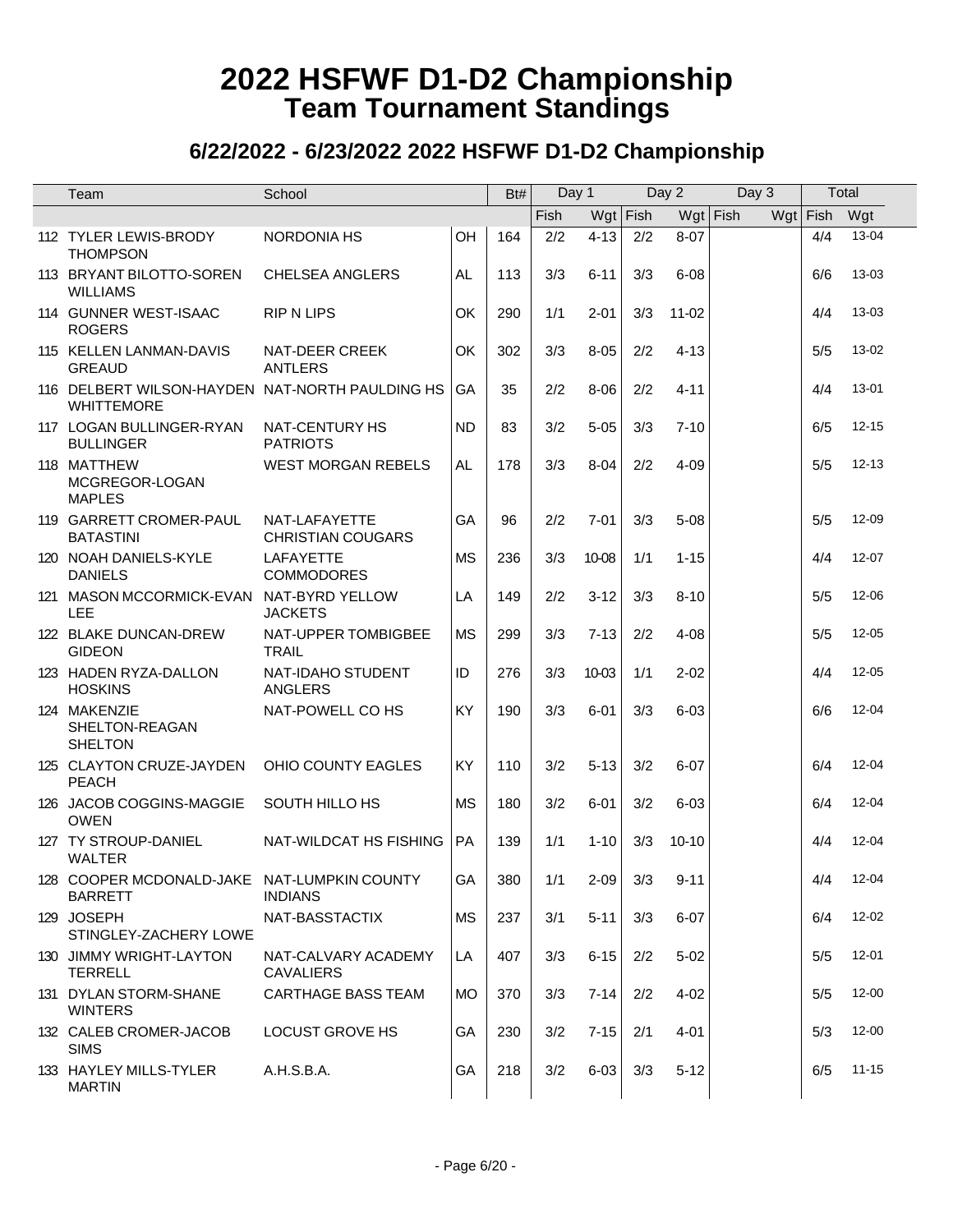# 2022 HSFWF D1-D2 Championship
## Team Tournament Standings

### 6/22/2022 - 6/23/2022 2022 HSFWF D1-D2 Championship

| | Team | School | | Bt# | Day 1 | | Day 2 | | Day 3 | | Total | |
|---|---|---|---|---|---|---|---|---|---|---|---|---|
| | | | | | Fish | Wgt | Fish | Wgt | Fish | Wgt | Fish | Wgt |
| 112 | TYLER LEWIS-BRODY THOMPSON | NORDONIA HS | OH | 164 | 2/2 | 4-13 | 2/2 | 8-07 | | | 4/4 | 13-04 |
| 113 | BRYANT BILOTTO-SOREN WILLIAMS | CHELSEA ANGLERS | AL | 113 | 3/3 | 6-11 | 3/3 | 6-08 | | | 6/6 | 13-03 |
| 114 | GUNNER WEST-ISAAC ROGERS | RIP N LIPS | OK | 290 | 1/1 | 2-01 | 3/3 | 11-02 | | | 4/4 | 13-03 |
| 115 | KELLEN LANMAN-DAVIS GREAUD | NAT-DEER CREEK ANTLERS | OK | 302 | 3/3 | 8-05 | 2/2 | 4-13 | | | 5/5 | 13-02 |
| 116 | DELBERT WILSON-HAYDEN WHITTEMORE | NAT-NORTH PAULDING HS | GA | 35 | 2/2 | 8-06 | 2/2 | 4-11 | | | 4/4 | 13-01 |
| 117 | LOGAN BULLINGER-RYAN BULLINGER | NAT-CENTURY HS PATRIOTS | ND | 83 | 3/2 | 5-05 | 3/3 | 7-10 | | | 6/5 | 12-15 |
| 118 | MATTHEW MCGREGOR-LOGAN MAPLES | WEST MORGAN REBELS | AL | 178 | 3/3 | 8-04 | 2/2 | 4-09 | | | 5/5 | 12-13 |
| 119 | GARRETT CROMER-PAUL BATASTINI | NAT-LAFAYETTE CHRISTIAN COUGARS | GA | 96 | 2/2 | 7-01 | 3/3 | 5-08 | | | 5/5 | 12-09 |
| 120 | NOAH DANIELS-KYLE DANIELS | LAFAYETTE COMMODORES | MS | 236 | 3/3 | 10-08 | 1/1 | 1-15 | | | 4/4 | 12-07 |
| 121 | MASON MCCORMICK-EVAN LEE | NAT-BYRD YELLOW JACKETS | LA | 149 | 2/2 | 3-12 | 3/3 | 8-10 | | | 5/5 | 12-06 |
| 122 | BLAKE DUNCAN-DREW GIDEON | NAT-UPPER TOMBIGBEE TRAIL | MS | 299 | 3/3 | 7-13 | 2/2 | 4-08 | | | 5/5 | 12-05 |
| 123 | HADEN RYZA-DALLON HOSKINS | NAT-IDAHO STUDENT ANGLERS | ID | 276 | 3/3 | 10-03 | 1/1 | 2-02 | | | 4/4 | 12-05 |
| 124 | MAKENZIE SHELTON-REAGAN SHELTON | NAT-POWELL CO HS | KY | 190 | 3/3 | 6-01 | 3/3 | 6-03 | | | 6/6 | 12-04 |
| 125 | CLAYTON CRUZE-JAYDEN PEACH | OHIO COUNTY EAGLES | KY | 110 | 3/2 | 5-13 | 3/2 | 6-07 | | | 6/4 | 12-04 |
| 126 | JACOB COGGINS-MAGGIE OWEN | SOUTH HILLO HS | MS | 180 | 3/2 | 6-01 | 3/2 | 6-03 | | | 6/4 | 12-04 |
| 127 | TY STROUP-DANIEL WALTER | NAT-WILDCAT HS FISHING | PA | 139 | 1/1 | 1-10 | 3/3 | 10-10 | | | 4/4 | 12-04 |
| 128 | COOPER MCDONALD-JAKE BARRETT | NAT-LUMPKIN COUNTY INDIANS | GA | 380 | 1/1 | 2-09 | 3/3 | 9-11 | | | 4/4 | 12-04 |
| 129 | JOSEPH STINGLEY-ZACHERY LOWE | NAT-BASSTACTIX | MS | 237 | 3/1 | 5-11 | 3/3 | 6-07 | | | 6/4 | 12-02 |
| 130 | JIMMY WRIGHT-LAYTON TERRELL | NAT-CALVARY ACADEMY CAVALIERS | LA | 407 | 3/3 | 6-15 | 2/2 | 5-02 | | | 5/5 | 12-01 |
| 131 | DYLAN STORM-SHANE WINTERS | CARTHAGE BASS TEAM | MO | 370 | 3/3 | 7-14 | 2/2 | 4-02 | | | 5/5 | 12-00 |
| 132 | CALEB CROMER-JACOB SIMS | LOCUST GROVE HS | GA | 230 | 3/2 | 7-15 | 2/1 | 4-01 | | | 5/3 | 12-00 |
| 133 | HAYLEY MILLS-TYLER MARTIN | A.H.S.B.A. | GA | 218 | 3/2 | 6-03 | 3/3 | 5-12 | | | 6/5 | 11-15 |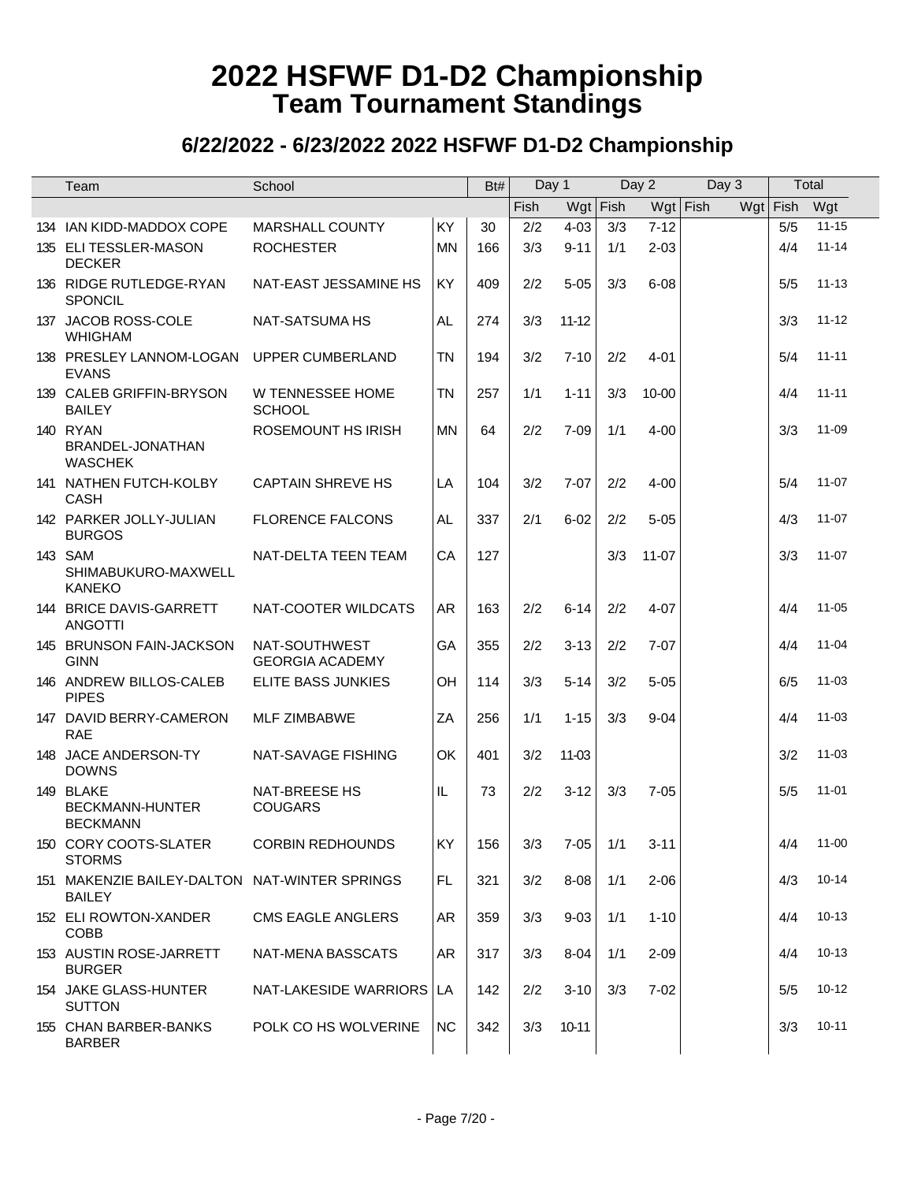# 2022 HSFWF D1-D2 Championship
## Team Tournament Standings

### 6/22/2022 - 6/23/2022 2022 HSFWF D1-D2 Championship

| | Team | School | | Bt# | Day 1 | | Day 2 | | Day 3 | | Total | |
|---|---|---|---|---|---|---|---|---|---|---|---|---|
| | | | | | Fish | Wgt | Fish | Wgt | Fish | Wgt | Fish | Wgt |
| 134 | IAN KIDD-MADDOX COPE | MARSHALL COUNTY | KY | 30 | 2/2 | 4-03 | 3/3 | 7-12 | | | 5/5 | 11-15 |
| 135 | ELI TESSLER-MASON DECKER | ROCHESTER | MN | 166 | 3/3 | 9-11 | 1/1 | 2-03 | | | 4/4 | 11-14 |
| 136 | RIDGE RUTLEDGE-RYAN SPONCIL | NAT-EAST JESSAMINE HS | KY | 409 | 2/2 | 5-05 | 3/3 | 6-08 | | | 5/5 | 11-13 |
| 137 | JACOB ROSS-COLE WHIGHAM | NAT-SATSUMA HS | AL | 274 | 3/3 | 11-12 | | | | | 3/3 | 11-12 |
| 138 | PRESLEY LANNOM-LOGAN EVANS | UPPER CUMBERLAND | TN | 194 | 3/2 | 7-10 | 2/2 | 4-01 | | | 5/4 | 11-11 |
| 139 | CALEB GRIFFIN-BRYSON BAILEY | W TENNESSEE HOME SCHOOL | TN | 257 | 1/1 | 1-11 | 3/3 | 10-00 | | | 4/4 | 11-11 |
| 140 | RYAN BRANDEL-JONATHAN WASCHEK | ROSEMOUNT HS IRISH | MN | 64 | 2/2 | 7-09 | 1/1 | 4-00 | | | 3/3 | 11-09 |
| 141 | NATHEN FUTCH-KOLBY CASH | CAPTAIN SHREVE HS | LA | 104 | 3/2 | 7-07 | 2/2 | 4-00 | | | 5/4 | 11-07 |
| 142 | PARKER JOLLY-JULIAN BURGOS | FLORENCE FALCONS | AL | 337 | 2/1 | 6-02 | 2/2 | 5-05 | | | 4/3 | 11-07 |
| 143 | SAM SHIMABUKURO-MAXWELL KANEKO | NAT-DELTA TEEN TEAM | CA | 127 | | | 3/3 | 11-07 | | | 3/3 | 11-07 |
| 144 | BRICE DAVIS-GARRETT ANGOTTI | NAT-COOTER WILDCATS | AR | 163 | 2/2 | 6-14 | 2/2 | 4-07 | | | 4/4 | 11-05 |
| 145 | BRUNSON FAIN-JACKSON GINN | NAT-SOUTHWEST GEORGIA ACADEMY | GA | 355 | 2/2 | 3-13 | 2/2 | 7-07 | | | 4/4 | 11-04 |
| 146 | ANDREW BILLOS-CALEB PIPES | ELITE BASS JUNKIES | OH | 114 | 3/3 | 5-14 | 3/2 | 5-05 | | | 6/5 | 11-03 |
| 147 | DAVID BERRY-CAMERON RAE | MLF ZIMBABWE | ZA | 256 | 1/1 | 1-15 | 3/3 | 9-04 | | | 4/4 | 11-03 |
| 148 | JACE ANDERSON-TY DOWNS | NAT-SAVAGE FISHING | OK | 401 | 3/2 | 11-03 | | | | | 3/2 | 11-03 |
| 149 | BLAKE BECKMANN-HUNTER BECKMANN | NAT-BREESE HS COUGARS | IL | 73 | 2/2 | 3-12 | 3/3 | 7-05 | | | 5/5 | 11-01 |
| 150 | CORY COOTS-SLATER STORMS | CORBIN REDHOUNDS | KY | 156 | 3/3 | 7-05 | 1/1 | 3-11 | | | 4/4 | 11-00 |
| 151 | MAKENZIE BAILEY-DALTON BAILEY | NAT-WINTER SPRINGS | FL | 321 | 3/2 | 8-08 | 1/1 | 2-06 | | | 4/3 | 10-14 |
| 152 | ELI ROWTON-XANDER COBB | CMS EAGLE ANGLERS | AR | 359 | 3/3 | 9-03 | 1/1 | 1-10 | | | 4/4 | 10-13 |
| 153 | AUSTIN ROSE-JARRETT BURGER | NAT-MENA BASSCATS | AR | 317 | 3/3 | 8-04 | 1/1 | 2-09 | | | 4/4 | 10-13 |
| 154 | JAKE GLASS-HUNTER SUTTON | NAT-LAKESIDE WARRIORS | LA | 142 | 2/2 | 3-10 | 3/3 | 7-02 | | | 5/5 | 10-12 |
| 155 | CHAN BARBER-BANKS BARBER | POLK CO HS WOLVERINE | NC | 342 | 3/3 | 10-11 | | | | | 3/3 | 10-11 |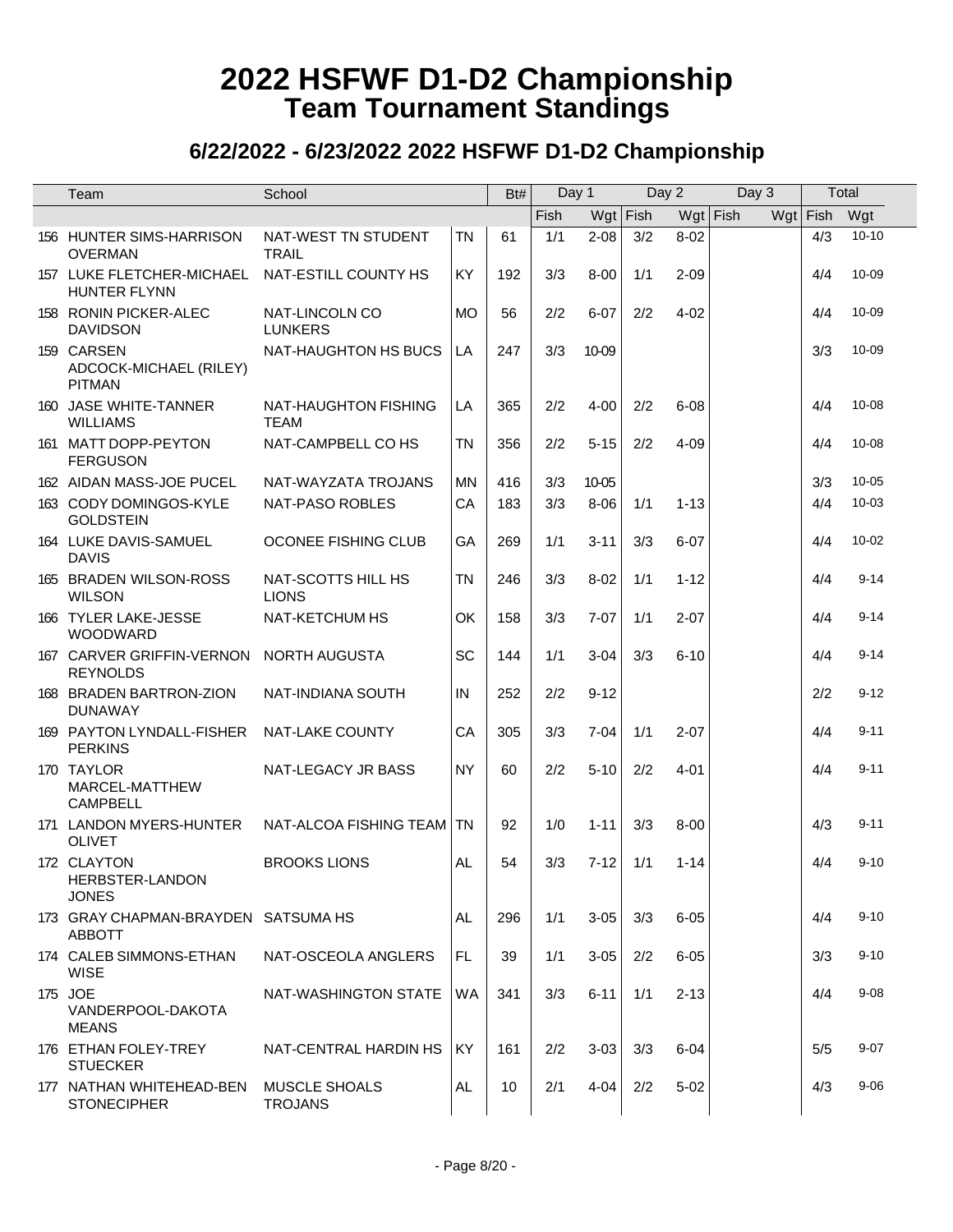# 2022 HSFWF D1-D2 Championship
## Team Tournament Standings

### 6/22/2022 - 6/23/2022 2022 HSFWF D1-D2 Championship

| | Team | School | | Bt# | Day 1 | | Day 2 | | Day 3 | | Total | |
|---|---|---|---|---|---|---|---|---|---|---|---|---|
| | | | | | Fish | Wgt | Fish | Wgt | Fish | Wgt | Fish | Wgt |
| 156 | HUNTER SIMS-HARRISON OVERMAN | NAT-WEST TN STUDENT TRAIL | TN | 61 | 1/1 | 2-08 | 3/2 | 8-02 | | | 4/3 | 10-10 |
| 157 | LUKE FLETCHER-MICHAEL HUNTER FLYNN | NAT-ESTILL COUNTY HS | KY | 192 | 3/3 | 8-00 | 1/1 | 2-09 | | | 4/4 | 10-09 |
| 158 | RONIN PICKER-ALEC DAVIDSON | NAT-LINCOLN CO LUNKERS | MO | 56 | 2/2 | 6-07 | 2/2 | 4-02 | | | 4/4 | 10-09 |
| 159 | CARSEN ADCOCK-MICHAEL (RILEY) PITMAN | NAT-HAUGHTON HS BUCS | LA | 247 | 3/3 | 10-09 | | | | | 3/3 | 10-09 |
| 160 | JASE WHITE-TANNER WILLIAMS | NAT-HAUGHTON FISHING TEAM | LA | 365 | 2/2 | 4-00 | 2/2 | 6-08 | | | 4/4 | 10-08 |
| 161 | MATT DOPP-PEYTON FERGUSON | NAT-CAMPBELL CO HS | TN | 356 | 2/2 | 5-15 | 2/2 | 4-09 | | | 4/4 | 10-08 |
| 162 | AIDAN MASS-JOE PUCEL | NAT-WAYZATA TROJANS | MN | 416 | 3/3 | 10-05 | | | | | 3/3 | 10-05 |
| 163 | CODY DOMINGOS-KYLE GOLDSTEIN | NAT-PASO ROBLES | CA | 183 | 3/3 | 8-06 | 1/1 | 1-13 | | | 4/4 | 10-03 |
| 164 | LUKE DAVIS-SAMUEL DAVIS | OCONEE FISHING CLUB | GA | 269 | 1/1 | 3-11 | 3/3 | 6-07 | | | 4/4 | 10-02 |
| 165 | BRADEN WILSON-ROSS WILSON | NAT-SCOTTS HILL HS LIONS | TN | 246 | 3/3 | 8-02 | 1/1 | 1-12 | | | 4/4 | 9-14 |
| 166 | TYLER LAKE-JESSE WOODWARD | NAT-KETCHUM HS | OK | 158 | 3/3 | 7-07 | 1/1 | 2-07 | | | 4/4 | 9-14 |
| 167 | CARVER GRIFFIN-VERNON REYNOLDS | NORTH AUGUSTA | SC | 144 | 1/1 | 3-04 | 3/3 | 6-10 | | | 4/4 | 9-14 |
| 168 | BRADEN BARTRON-ZION DUNAWAY | NAT-INDIANA SOUTH | IN | 252 | 2/2 | 9-12 | | | | | 2/2 | 9-12 |
| 169 | PAYTON LYNDALL-FISHER PERKINS | NAT-LAKE COUNTY | CA | 305 | 3/3 | 7-04 | 1/1 | 2-07 | | | 4/4 | 9-11 |
| 170 | TAYLOR MARCEL-MATTHEW CAMPBELL | NAT-LEGACY JR BASS | NY | 60 | 2/2 | 5-10 | 2/2 | 4-01 | | | 4/4 | 9-11 |
| 171 | LANDON MYERS-HUNTER OLIVET | NAT-ALCOA FISHING TEAM | TN | 92 | 1/0 | 1-11 | 3/3 | 8-00 | | | 4/3 | 9-11 |
| 172 | CLAYTON HERBSTER-LANDON JONES | BROOKS LIONS | AL | 54 | 3/3 | 7-12 | 1/1 | 1-14 | | | 4/4 | 9-10 |
| 173 | GRAY CHAPMAN-BRAYDEN ABBOTT | SATSUMA HS | AL | 296 | 1/1 | 3-05 | 3/3 | 6-05 | | | 4/4 | 9-10 |
| 174 | CALEB SIMMONS-ETHAN WISE | NAT-OSCEOLA ANGLERS | FL | 39 | 1/1 | 3-05 | 2/2 | 6-05 | | | 3/3 | 9-10 |
| 175 | JOE VANDERPOOL-DAKOTA MEANS | NAT-WASHINGTON STATE | WA | 341 | 3/3 | 6-11 | 1/1 | 2-13 | | | 4/4 | 9-08 |
| 176 | ETHAN FOLEY-TREY STUECKER | NAT-CENTRAL HARDIN HS | KY | 161 | 2/2 | 3-03 | 3/3 | 6-04 | | | 5/5 | 9-07 |
| 177 | NATHAN WHITEHEAD-BEN STONECIPHER | MUSCLE SHOALS TROJANS | AL | 10 | 2/1 | 4-04 | 2/2 | 5-02 | | | 4/3 | 9-06 |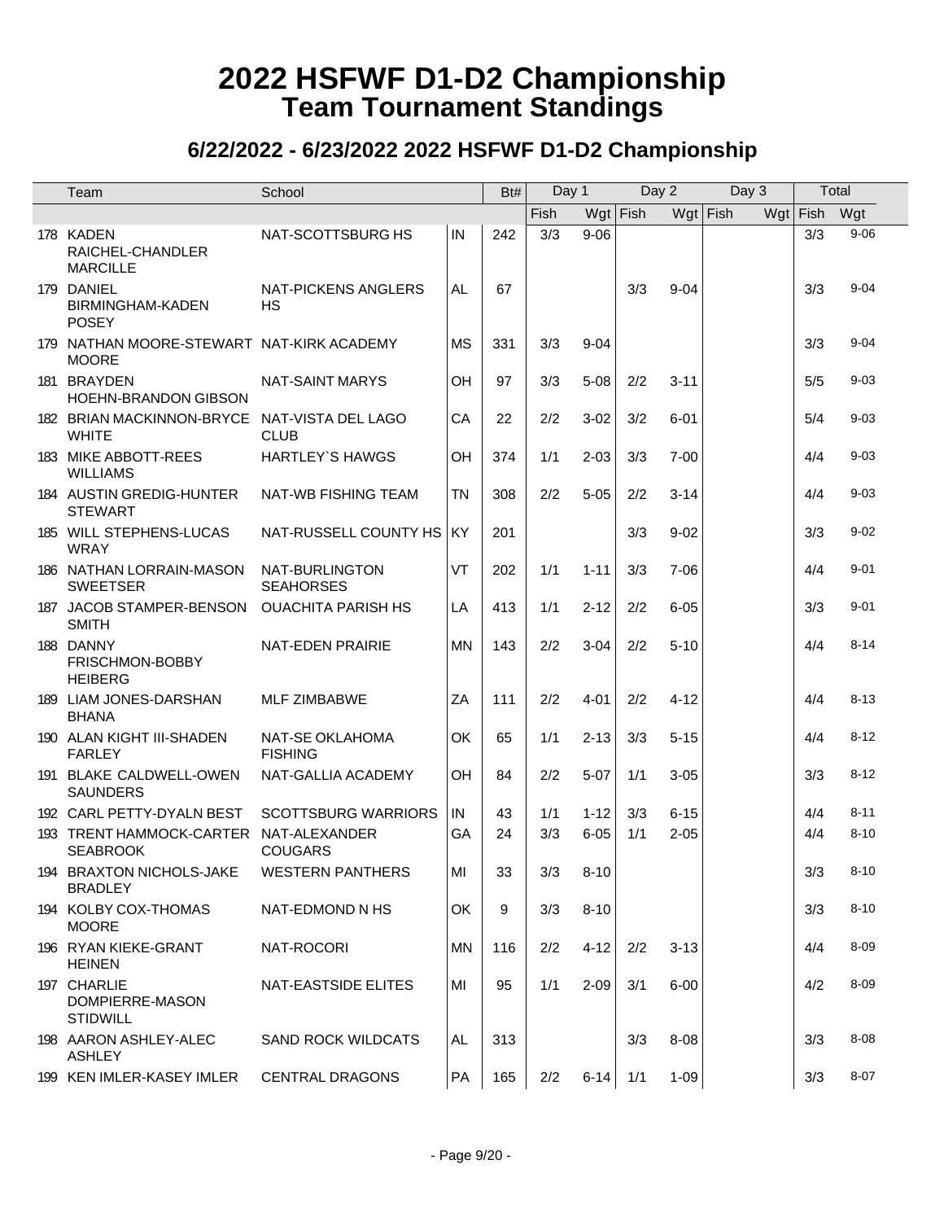# 2022 HSFWF D1-D2 Championship
## Team Tournament Standings

### 6/22/2022 - 6/23/2022 2022 HSFWF D1-D2 Championship

| | Team | School | | Bt# | Day 1 | | Day 2 | | Day 3 | | Total | |
|---|---|---|---|---|---|---|---|---|---|---|---|---|
| | | | | | Fish | Wgt | Fish | Wgt | Fish | Wgt | Fish | Wgt |
| 178 | KADEN RAICHEL-CHANDLER MARCILLE | NAT-SCOTTSBURG HS | IN | 242 | 3/3 | 9-06 | | | | | 3/3 | 9-06 |
| 179 | DANIEL BIRMINGHAM-KADEN POSEY | NAT-PICKENS ANGLERS HS | AL | 67 | | | 3/3 | 9-04 | | | 3/3 | 9-04 |
| 179 | NATHAN MOORE-STEWART MOORE | NAT-KIRK ACADEMY | MS | 331 | 3/3 | 9-04 | | | | | 3/3 | 9-04 |
| 181 | BRAYDEN HOEHN-BRANDON GIBSON | NAT-SAINT MARYS | OH | 97 | 3/3 | 5-08 | 2/2 | 3-11 | | | 5/5 | 9-03 |
| 182 | BRIAN MACKINNON-BRYCE WHITE | NAT-VISTA DEL LAGO CLUB | CA | 22 | 2/2 | 3-02 | 3/2 | 6-01 | | | 5/4 | 9-03 |
| 183 | MIKE ABBOTT-REES WILLIAMS | HARTLEY`S HAWGS | OH | 374 | 1/1 | 2-03 | 3/3 | 7-00 | | | 4/4 | 9-03 |
| 184 | AUSTIN GREDIG-HUNTER STEWART | NAT-WB FISHING TEAM | TN | 308 | 2/2 | 5-05 | 2/2 | 3-14 | | | 4/4 | 9-03 |
| 185 | WILL STEPHENS-LUCAS WRAY | NAT-RUSSELL COUNTY HS | KY | 201 | | | 3/3 | 9-02 | | | 3/3 | 9-02 |
| 186 | NATHAN LORRAIN-MASON SWEETSER | NAT-BURLINGTON SEAHORSES | VT | 202 | 1/1 | 1-11 | 3/3 | 7-06 | | | 4/4 | 9-01 |
| 187 | JACOB STAMPER-BENSON SMITH | OUACHITA PARISH HS | LA | 413 | 1/1 | 2-12 | 2/2 | 6-05 | | | 3/3 | 9-01 |
| 188 | DANNY FRISCHMON-BOBBY HEIBERG | NAT-EDEN PRAIRIE | MN | 143 | 2/2 | 3-04 | 2/2 | 5-10 | | | 4/4 | 8-14 |
| 189 | LIAM JONES-DARSHAN BHANA | MLF ZIMBABWE | ZA | 111 | 2/2 | 4-01 | 2/2 | 4-12 | | | 4/4 | 8-13 |
| 190 | ALAN KIGHT III-SHADEN FARLEY | NAT-SE OKLAHOMA FISHING | OK | 65 | 1/1 | 2-13 | 3/3 | 5-15 | | | 4/4 | 8-12 |
| 191 | BLAKE CALDWELL-OWEN SAUNDERS | NAT-GALLIA ACADEMY | OH | 84 | 2/2 | 5-07 | 1/1 | 3-05 | | | 3/3 | 8-12 |
| 192 | CARL PETTY-DYALN BEST | SCOTTSBURG WARRIORS | IN | 43 | 1/1 | 1-12 | 3/3 | 6-15 | | | 4/4 | 8-11 |
| 193 | TRENT HAMMOCK-CARTER SEABROOK | NAT-ALEXANDER COUGARS | GA | 24 | 3/3 | 6-05 | 1/1 | 2-05 | | | 4/4 | 8-10 |
| 194 | BRAXTON NICHOLS-JAKE BRADLEY | WESTERN PANTHERS | MI | 33 | 3/3 | 8-10 | | | | | 3/3 | 8-10 |
| 194 | KOLBY COX-THOMAS MOORE | NAT-EDMOND N HS | OK | 9 | 3/3 | 8-10 | | | | | 3/3 | 8-10 |
| 196 | RYAN KIEKE-GRANT HEINEN | NAT-ROCORI | MN | 116 | 2/2 | 4-12 | 2/2 | 3-13 | | | 4/4 | 8-09 |
| 197 | CHARLIE DOMPIERRE-MASON STIDWILL | NAT-EASTSIDE ELITES | MI | 95 | 1/1 | 2-09 | 3/1 | 6-00 | | | 4/2 | 8-09 |
| 198 | AARON ASHLEY-ALEC ASHLEY | SAND ROCK WILDCATS | AL | 313 | | | 3/3 | 8-08 | | | 3/3 | 8-08 |
| 199 | KEN IMLER-KASEY IMLER | CENTRAL DRAGONS | PA | 165 | 2/2 | 6-14 | 1/1 | 1-09 | | | 3/3 | 8-07 |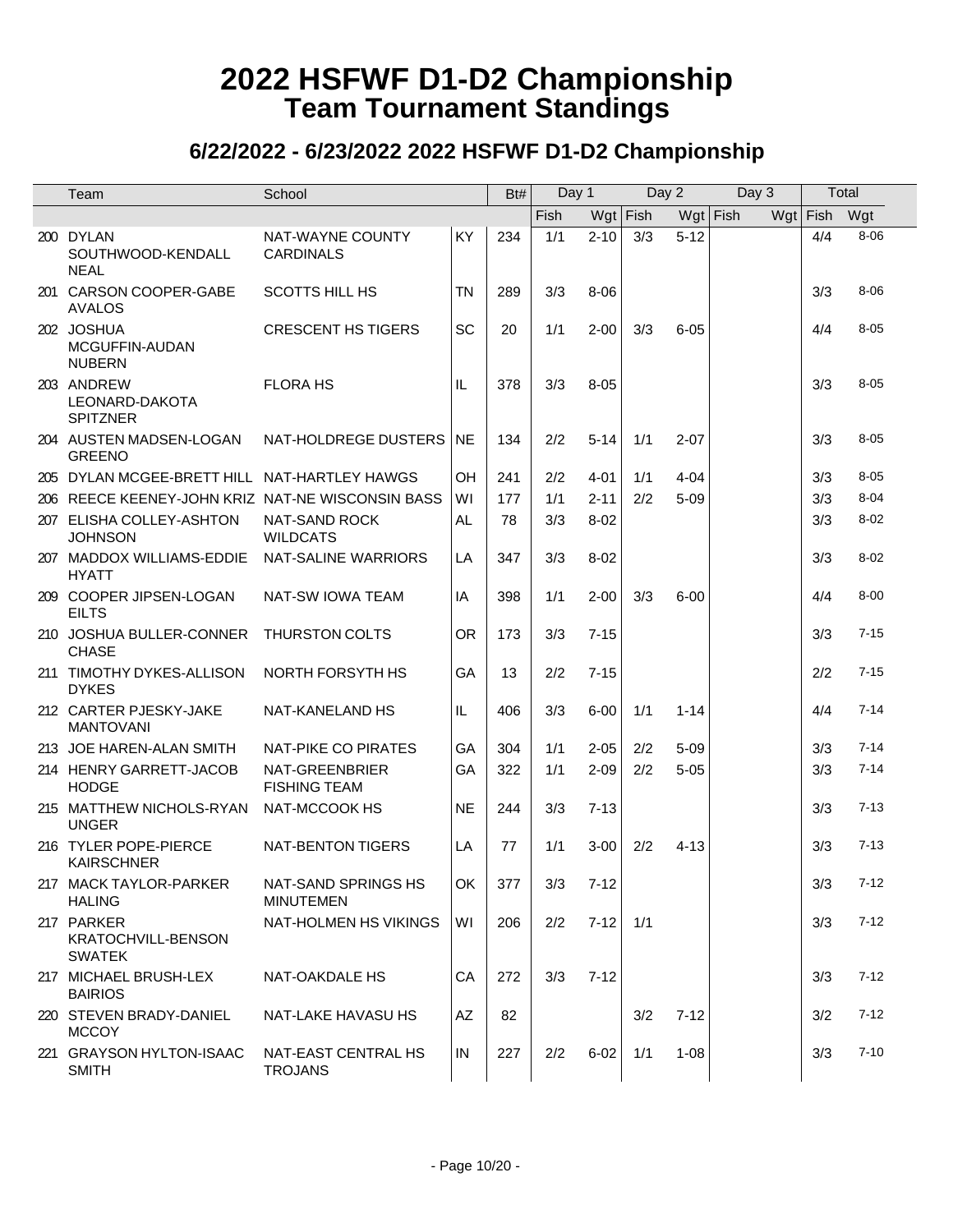# 2022 HSFWF D1-D2 Championship
## Team Tournament Standings

### 6/22/2022 - 6/23/2022 2022 HSFWF D1-D2 Championship

| | Team | School | | Bt# | Day 1 | | Day 2 | | Day 3 | | Total | |
|---|---|---|---|---|---|---|---|---|---|---|---|---|
| | | | | | Fish | Wgt | Fish | Wgt | Fish | Wgt | Fish | Wgt |
| 200 | DYLAN SOUTHWOOD-KENDALL NEAL | NAT-WAYNE COUNTY CARDINALS | KY | 234 | 1/1 | 2-10 | 3/3 | 5-12 | | | 4/4 | 8-06 |
| 201 | CARSON COOPER-GABE AVALOS | SCOTTS HILL HS | TN | 289 | 3/3 | 8-06 | | | | | 3/3 | 8-06 |
| 202 | JOSHUA MCGUFFIN-AUDAN NUBERN | CRESCENT HS TIGERS | SC | 20 | 1/1 | 2-00 | 3/3 | 6-05 | | | 4/4 | 8-05 |
| 203 | ANDREW LEONARD-DAKOTA SPITZNER | FLORA HS | IL | 378 | 3/3 | 8-05 | | | | | 3/3 | 8-05 |
| 204 | AUSTEN MADSEN-LOGAN GREENO | NAT-HOLDREGE DUSTERS | NE | 134 | 2/2 | 5-14 | 1/1 | 2-07 | | | 3/3 | 8-05 |
| 205 | DYLAN MCGEE-BRETT HILL | NAT-HARTLEY HAWGS | OH | 241 | 2/2 | 4-01 | 1/1 | 4-04 | | | 3/3 | 8-05 |
| 206 | REECE KEENEY-JOHN KRIZ | NAT-NE WISCONSIN BASS | WI | 177 | 1/1 | 2-11 | 2/2 | 5-09 | | | 3/3 | 8-04 |
| 207 | ELISHA COLLEY-ASHTON JOHNSON | NAT-SAND ROCK WILDCATS | AL | 78 | 3/3 | 8-02 | | | | | 3/3 | 8-02 |
| 207 | MADDOX WILLIAMS-EDDIE HYATT | NAT-SALINE WARRIORS | LA | 347 | 3/3 | 8-02 | | | | | 3/3 | 8-02 |
| 209 | COOPER JIPSEN-LOGAN EILTS | NAT-SW IOWA TEAM | IA | 398 | 1/1 | 2-00 | 3/3 | 6-00 | | | 4/4 | 8-00 |
| 210 | JOSHUA BULLER-CONNER CHASE | THURSTON COLTS | OR | 173 | 3/3 | 7-15 | | | | | 3/3 | 7-15 |
| 211 | TIMOTHY DYKES-ALLISON DYKES | NORTH FORSYTH HS | GA | 13 | 2/2 | 7-15 | | | | | 2/2 | 7-15 |
| 212 | CARTER PJESKY-JAKE MANTOVANI | NAT-KANELAND HS | IL | 406 | 3/3 | 6-00 | 1/1 | 1-14 | | | 4/4 | 7-14 |
| 213 | JOE HAREN-ALAN SMITH | NAT-PIKE CO PIRATES | GA | 304 | 1/1 | 2-05 | 2/2 | 5-09 | | | 3/3 | 7-14 |
| 214 | HENRY GARRETT-JACOB HODGE | NAT-GREENBRIER FISHING TEAM | GA | 322 | 1/1 | 2-09 | 2/2 | 5-05 | | | 3/3 | 7-14 |
| 215 | MATTHEW NICHOLS-RYAN UNGER | NAT-MCCOOK HS | NE | 244 | 3/3 | 7-13 | | | | | 3/3 | 7-13 |
| 216 | TYLER POPE-PIERCE KAIRSCHNER | NAT-BENTON TIGERS | LA | 77 | 1/1 | 3-00 | 2/2 | 4-13 | | | 3/3 | 7-13 |
| 217 | MACK TAYLOR-PARKER HALING | NAT-SAND SPRINGS HS MINUTEMEN | OK | 377 | 3/3 | 7-12 | | | | | 3/3 | 7-12 |
| 217 | PARKER KRATOCHVILL-BENSON SWATEK | NAT-HOLMEN HS VIKINGS | WI | 206 | 2/2 | 7-12 | 1/1 | | | | 3/3 | 7-12 |
| 217 | MICHAEL BRUSH-LEX BAIRIOS | NAT-OAKDALE HS | CA | 272 | 3/3 | 7-12 | | | | | 3/3 | 7-12 |
| 220 | STEVEN BRADY-DANIEL MCCOY | NAT-LAKE HAVASU HS | AZ | 82 | | | 3/2 | 7-12 | | | 3/2 | 7-12 |
| 221 | GRAYSON HYLTON-ISAAC SMITH | NAT-EAST CENTRAL HS TROJANS | IN | 227 | 2/2 | 6-02 | 1/1 | 1-08 | | | 3/3 | 7-10 |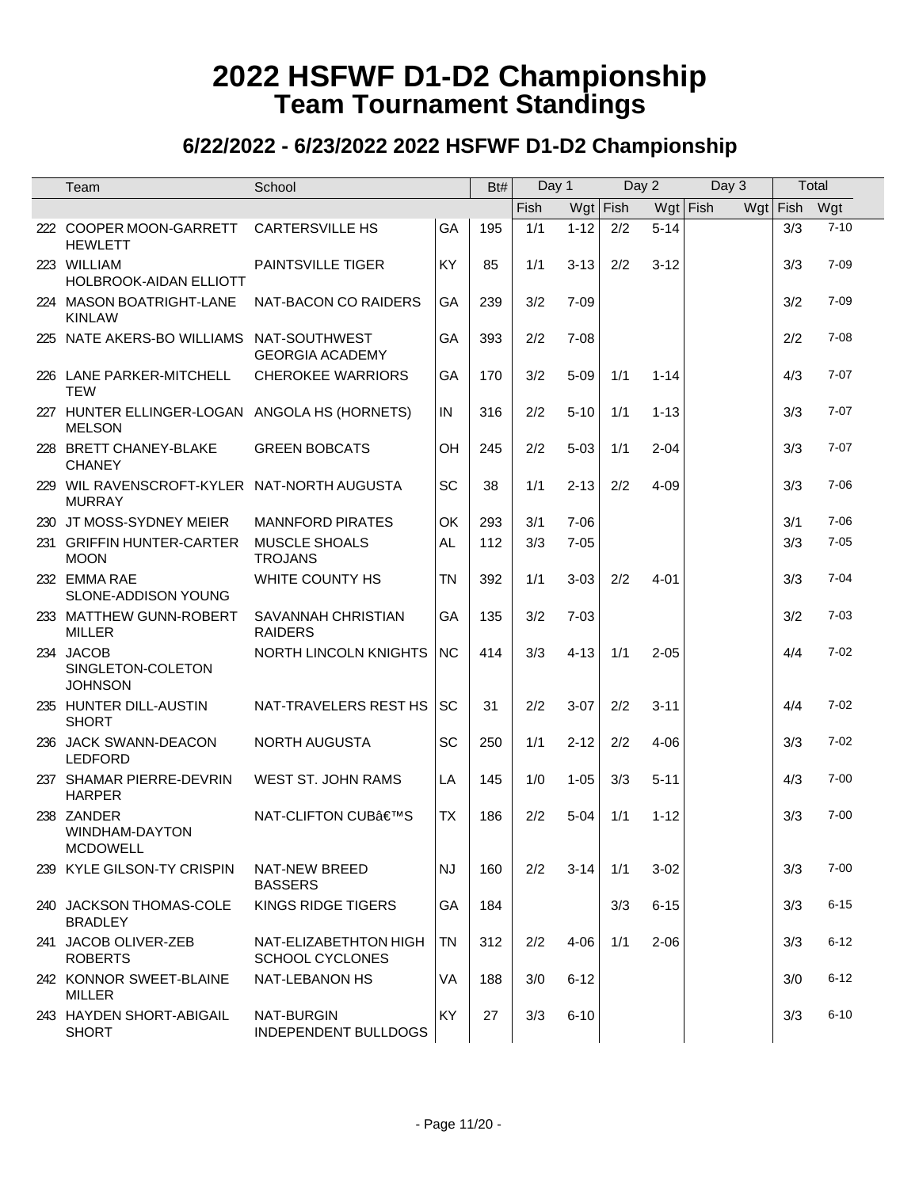# 2022 HSFWF D1-D2 Championship
## Team Tournament Standings

### 6/22/2022 - 6/23/2022 2022 HSFWF D1-D2 Championship

| | Team | School | | Bt# | Day 1 | | Day 2 | | Day 3 | | Total | |
|---|---|---|---|---|---|---|---|---|---|---|---|---|
| | | | | | Fish | Wgt | Fish | Wgt | Fish | Wgt | Fish | Wgt |
| 222 | COOPER MOON-GARRETT HEWLETT | CARTERSVILLE HS | GA | 195 | 1/1 | 1-12 | 2/2 | 5-14 | | | 3/3 | 7-10 |
| 223 | WILLIAM HOLBROOK-AIDAN ELLIOTT | PAINTSVILLE TIGER | KY | 85 | 1/1 | 3-13 | 2/2 | 3-12 | | | 3/3 | 7-09 |
| 224 | MASON BOATRIGHT-LANE KINLAW | NAT-BACON CO RAIDERS | GA | 239 | 3/2 | 7-09 | | | | | 3/2 | 7-09 |
| 225 | NATE AKERS-BO WILLIAMS | NAT-SOUTHWEST GEORGIA ACADEMY | GA | 393 | 2/2 | 7-08 | | | | | 2/2 | 7-08 |
| 226 | LANE PARKER-MITCHELL TEW | CHEROKEE WARRIORS | GA | 170 | 3/2 | 5-09 | 1/1 | 1-14 | | | 4/3 | 7-07 |
| 227 | HUNTER ELLINGER-LOGAN MELSON | ANGOLA HS (HORNETS) | IN | 316 | 2/2 | 5-10 | 1/1 | 1-13 | | | 3/3 | 7-07 |
| 228 | BRETT CHANEY-BLAKE CHANEY | GREEN BOBCATS | OH | 245 | 2/2 | 5-03 | 1/1 | 2-04 | | | 3/3 | 7-07 |
| 229 | WIL RAVENSCROFT-KYLER MURRAY | NAT-NORTH AUGUSTA | SC | 38 | 1/1 | 2-13 | 2/2 | 4-09 | | | 3/3 | 7-06 |
| 230 | JT MOSS-SYDNEY MEIER | MANNFORD PIRATES | OK | 293 | 3/1 | 7-06 | | | | | 3/1 | 7-06 |
| 231 | GRIFFIN HUNTER-CARTER MOON | MUSCLE SHOALS TROJANS | AL | 112 | 3/3 | 7-05 | | | | | 3/3 | 7-05 |
| 232 | EMMA RAE SLONE-ADDISON YOUNG | WHITE COUNTY HS | TN | 392 | 1/1 | 3-03 | 2/2 | 4-01 | | | 3/3 | 7-04 |
| 233 | MATTHEW GUNN-ROBERT MILLER | SAVANNAH CHRISTIAN RAIDERS | GA | 135 | 3/2 | 7-03 | | | | | 3/2 | 7-03 |
| 234 | JACOB SINGLETON-COLETON JOHNSON | NORTH LINCOLN KNIGHTS | NC | 414 | 3/3 | 4-13 | 1/1 | 2-05 | | | 4/4 | 7-02 |
| 235 | HUNTER DILL-AUSTIN SHORT | NAT-TRAVELERS REST HS | SC | 31 | 2/2 | 3-07 | 2/2 | 3-11 | | | 4/4 | 7-02 |
| 236 | JACK SWANN-DEACON LEDFORD | NORTH AUGUSTA | SC | 250 | 1/1 | 2-12 | 2/2 | 4-06 | | | 3/3 | 7-02 |
| 237 | SHAMAR PIERRE-DEVRIN HARPER | WEST ST. JOHN RAMS | LA | 145 | 1/0 | 1-05 | 3/3 | 5-11 | | | 4/3 | 7-00 |
| 238 | ZANDER WINDHAM-DAYTON MCDOWELL | NAT-CLIFTON CUBâ€™S | TX | 186 | 2/2 | 5-04 | 1/1 | 1-12 | | | 3/3 | 7-00 |
| 239 | KYLE GILSON-TY CRISPIN | NAT-NEW BREED BASSERS | NJ | 160 | 2/2 | 3-14 | 1/1 | 3-02 | | | 3/3 | 7-00 |
| 240 | JACKSON THOMAS-COLE BRADLEY | KINGS RIDGE TIGERS | GA | 184 | | | 3/3 | 6-15 | | | 3/3 | 6-15 |
| 241 | JACOB OLIVER-ZEB ROBERTS | NAT-ELIZABETHTON HIGH SCHOOL CYCLONES | TN | 312 | 2/2 | 4-06 | 1/1 | 2-06 | | | 3/3 | 6-12 |
| 242 | KONNOR SWEET-BLAINE MILLER | NAT-LEBANON HS | VA | 188 | 3/0 | 6-12 | | | | | 3/0 | 6-12 |
| 243 | HAYDEN SHORT-ABIGAIL SHORT | NAT-BURGIN INDEPENDENT BULLDOGS | KY | 27 | 3/3 | 6-10 | | | | | 3/3 | 6-10 |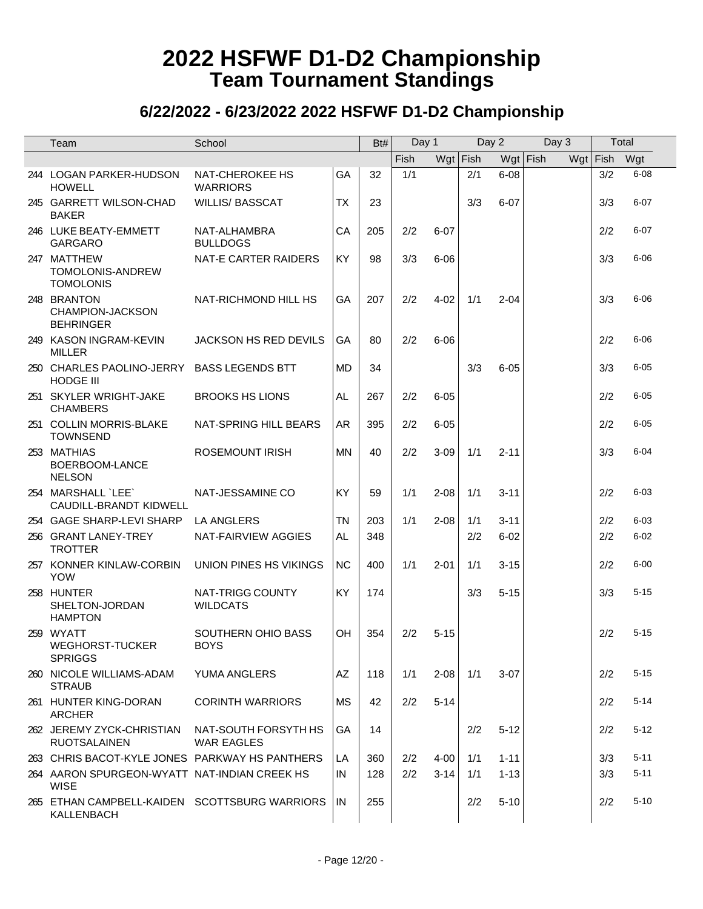# 2022 HSFWF D1-D2 Championship
## Team Tournament Standings

### 6/22/2022 - 6/23/2022 2022 HSFWF D1-D2 Championship

| | Team | School | | Bt# | Day 1 | | Day 2 | | Day 3 | | Total | |
|---|---|---|---|---|---|---|---|---|---|---|---|---|
| | | | | | Fish | Wgt | Fish | Wgt | Fish | Wgt | Fish | Wgt |
| 244 | LOGAN PARKER-HUDSON HOWELL | NAT-CHEROKEE HS WARRIORS | GA | 32 | 1/1 | | 2/1 | 6-08 | | | 3/2 | 6-08 |
| 245 | GARRETT WILSON-CHAD BAKER | WILLIS/ BASSCAT | TX | 23 | | | 3/3 | 6-07 | | | 3/3 | 6-07 |
| 246 | LUKE BEATY-EMMETT GARGARO | NAT-ALHAMBRA BULLDOGS | CA | 205 | 2/2 | 6-07 | | | | | 2/2 | 6-07 |
| 247 | MATTHEW TOMOLONIS-ANDREW TOMOLONIS | NAT-E CARTER RAIDERS | KY | 98 | 3/3 | 6-06 | | | | | 3/3 | 6-06 |
| 248 | BRANTON CHAMPION-JACKSON BEHRINGER | NAT-RICHMOND HILL HS | GA | 207 | 2/2 | 4-02 | 1/1 | 2-04 | | | 3/3 | 6-06 |
| 249 | KASON INGRAM-KEVIN MILLER | JACKSON HS RED DEVILS | GA | 80 | 2/2 | 6-06 | | | | | 2/2 | 6-06 |
| 250 | CHARLES PAOLINO-JERRY HODGE III | BASS LEGENDS BTT | MD | 34 | | | 3/3 | 6-05 | | | 3/3 | 6-05 |
| 251 | SKYLER WRIGHT-JAKE CHAMBERS | BROOKS HS LIONS | AL | 267 | 2/2 | 6-05 | | | | | 2/2 | 6-05 |
| 251 | COLLIN MORRIS-BLAKE TOWNSEND | NAT-SPRING HILL BEARS | AR | 395 | 2/2 | 6-05 | | | | | 2/2 | 6-05 |
| 253 | MATHIAS BOERBOOM-LANCE NELSON | ROSEMOUNT IRISH | MN | 40 | 2/2 | 3-09 | 1/1 | 2-11 | | | 3/3 | 6-04 |
| 254 | MARSHALL `LEE` CAUDILL-BRANDT KIDWELL | NAT-JESSAMINE CO | KY | 59 | 1/1 | 2-08 | 1/1 | 3-11 | | | 2/2 | 6-03 |
| 254 | GAGE SHARP-LEVI SHARP | LA ANGLERS | TN | 203 | 1/1 | 2-08 | 1/1 | 3-11 | | | 2/2 | 6-03 |
| 256 | GRANT LANEY-TREY TROTTER | NAT-FAIRVIEW AGGIES | AL | 348 | | | 2/2 | 6-02 | | | 2/2 | 6-02 |
| 257 | KONNER KINLAW-CORBIN YOW | UNION PINES HS VIKINGS | NC | 400 | 1/1 | 2-01 | 1/1 | 3-15 | | | 2/2 | 6-00 |
| 258 | HUNTER SHELTON-JORDAN HAMPTON | NAT-TRIGG COUNTY WILDCATS | KY | 174 | | | 3/3 | 5-15 | | | 3/3 | 5-15 |
| 259 | WYATT WEGHORST-TUCKER SPRIGGS | SOUTHERN OHIO BASS BOYS | OH | 354 | 2/2 | 5-15 | | | | | 2/2 | 5-15 |
| 260 | NICOLE WILLIAMS-ADAM STRAUB | YUMA ANGLERS | AZ | 118 | 1/1 | 2-08 | 1/1 | 3-07 | | | 2/2 | 5-15 |
| 261 | HUNTER KING-DORAN ARCHER | CORINTH WARRIORS | MS | 42 | 2/2 | 5-14 | | | | | 2/2 | 5-14 |
| 262 | JEREMY ZYCK-CHRISTIAN RUOTSALAINEN | NAT-SOUTH FORSYTH HS WAR EAGLES | GA | 14 | | | 2/2 | 5-12 | | | 2/2 | 5-12 |
| 263 | CHRIS BACOT-KYLE JONES | PARKWAY HS PANTHERS | LA | 360 | 2/2 | 4-00 | 1/1 | 1-11 | | | 3/3 | 5-11 |
| 264 | AARON SPURGEON-WYATT WISE | NAT-INDIAN CREEK HS | IN | 128 | 2/2 | 3-14 | 1/1 | 1-13 | | | 3/3 | 5-11 |
| 265 | ETHAN CAMPBELL-KAIDEN KALLENBACH | SCOTTSBURG WARRIORS | IN | 255 | | | 2/2 | 5-10 | | | 2/2 | 5-10 |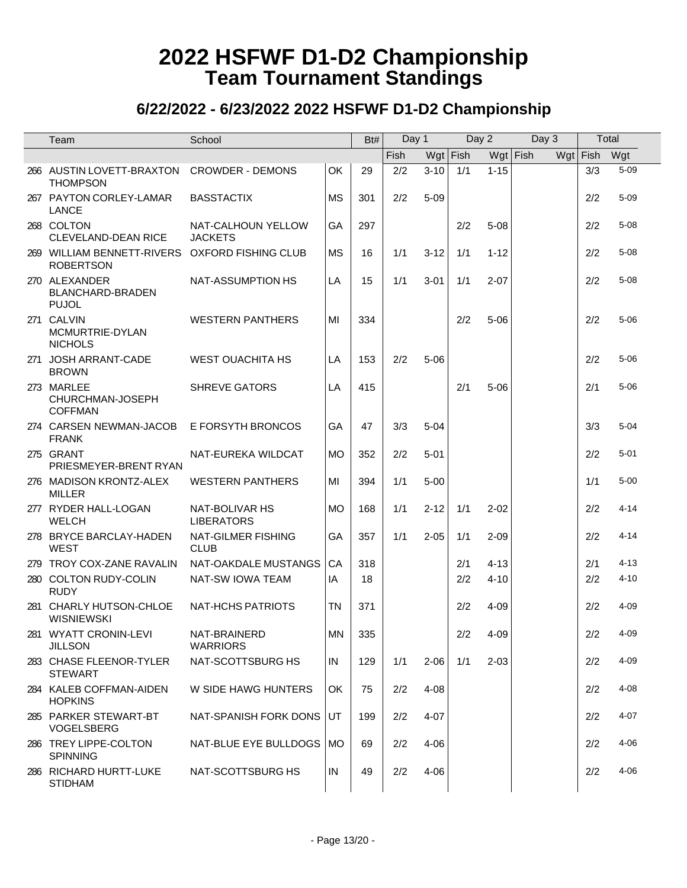# 2022 HSFWF D1-D2 Championship
## Team Tournament Standings

### 6/22/2022 - 6/23/2022 2022 HSFWF D1-D2 Championship

| | Team | School | | Bt# | Day 1 | | Day 2 | | Day 3 | | Total | |
|---|---|---|---|---|---|---|---|---|---|---|---|---|
| | | | | | Fish | Wgt | Fish | Wgt | Fish | Wgt | Fish | Wgt |
| 266 | AUSTIN LOVETT-BRAXTON THOMPSON | CROWDER - DEMONS | OK | 29 | 2/2 | 3-10 | 1/1 | 1-15 | | | 3/3 | 5-09 |
| 267 | PAYTON CORLEY-LAMAR LANCE | BASSTACTIX | MS | 301 | 2/2 | 5-09 | | | | | 2/2 | 5-09 |
| 268 | COLTON CLEVELAND-DEAN RICE | NAT-CALHOUN YELLOW JACKETS | GA | 297 | | | 2/2 | 5-08 | | | 2/2 | 5-08 |
| 269 | WILLIAM BENNETT-RIVERS ROBERTSON | OXFORD FISHING CLUB | MS | 16 | 1/1 | 3-12 | 1/1 | 1-12 | | | 2/2 | 5-08 |
| 270 | ALEXANDER BLANCHARD-BRADEN PUJOL | NAT-ASSUMPTION HS | LA | 15 | 1/1 | 3-01 | 1/1 | 2-07 | | | 2/2 | 5-08 |
| 271 | CALVIN MCMURTRIE-DYLAN NICHOLS | WESTERN PANTHERS | MI | 334 | | | 2/2 | 5-06 | | | 2/2 | 5-06 |
| 271 | JOSH ARRANT-CADE BROWN | WEST OUACHITA HS | LA | 153 | 2/2 | 5-06 | | | | | 2/2 | 5-06 |
| 273 | MARLEE CHURCHMAN-JOSEPH COFFMAN | SHREVE GATORS | LA | 415 | | | 2/1 | 5-06 | | | 2/1 | 5-06 |
| 274 | CARSEN NEWMAN-JACOB FRANK | E FORSYTH BRONCOS | GA | 47 | 3/3 | 5-04 | | | | | 3/3 | 5-04 |
| 275 | GRANT PRIESMEYER-BRENT RYAN | NAT-EUREKA WILDCAT | MO | 352 | 2/2 | 5-01 | | | | | 2/2 | 5-01 |
| 276 | MADISON KRONTZ-ALEX MILLER | WESTERN PANTHERS | MI | 394 | 1/1 | 5-00 | | | | | 1/1 | 5-00 |
| 277 | RYDER HALL-LOGAN WELCH | NAT-BOLIVAR HS LIBERATORS | MO | 168 | 1/1 | 2-12 | 1/1 | 2-02 | | | 2/2 | 4-14 |
| 278 | BRYCE BARCLAY-HADEN WEST | NAT-GILMER FISHING CLUB | GA | 357 | 1/1 | 2-05 | 1/1 | 2-09 | | | 2/2 | 4-14 |
| 279 | TROY COX-ZANE RAVALIN | NAT-OAKDALE MUSTANGS | CA | 318 | | | 2/1 | 4-13 | | | 2/1 | 4-13 |
| 280 | COLTON RUDY-COLIN RUDY | NAT-SW IOWA TEAM | IA | 18 | | | 2/2 | 4-10 | | | 2/2 | 4-10 |
| 281 | CHARLY HUTSON-CHLOE WISNIEWSKI | NAT-HCHS PATRIOTS | TN | 371 | | | 2/2 | 4-09 | | | 2/2 | 4-09 |
| 281 | WYATT CRONIN-LEVI JILLSON | NAT-BRAINERD WARRIORS | MN | 335 | | | 2/2 | 4-09 | | | 2/2 | 4-09 |
| 283 | CHASE FLEENOR-TYLER STEWART | NAT-SCOTTSBURG HS | IN | 129 | 1/1 | 2-06 | 1/1 | 2-03 | | | 2/2 | 4-09 |
| 284 | KALEB COFFMAN-AIDEN HOPKINS | W SIDE HAWG HUNTERS | OK | 75 | 2/2 | 4-08 | | | | | 2/2 | 4-08 |
| 285 | PARKER STEWART-BT VOGELSBERG | NAT-SPANISH FORK DONS | UT | 199 | 2/2 | 4-07 | | | | | 2/2 | 4-07 |
| 286 | TREY LIPPE-COLTON SPINNING | NAT-BLUE EYE BULLDOGS | MO | 69 | 2/2 | 4-06 | | | | | 2/2 | 4-06 |
| 286 | RICHARD HURTT-LUKE STIDHAM | NAT-SCOTTSBURG HS | IN | 49 | 2/2 | 4-06 | | | | | 2/2 | 4-06 |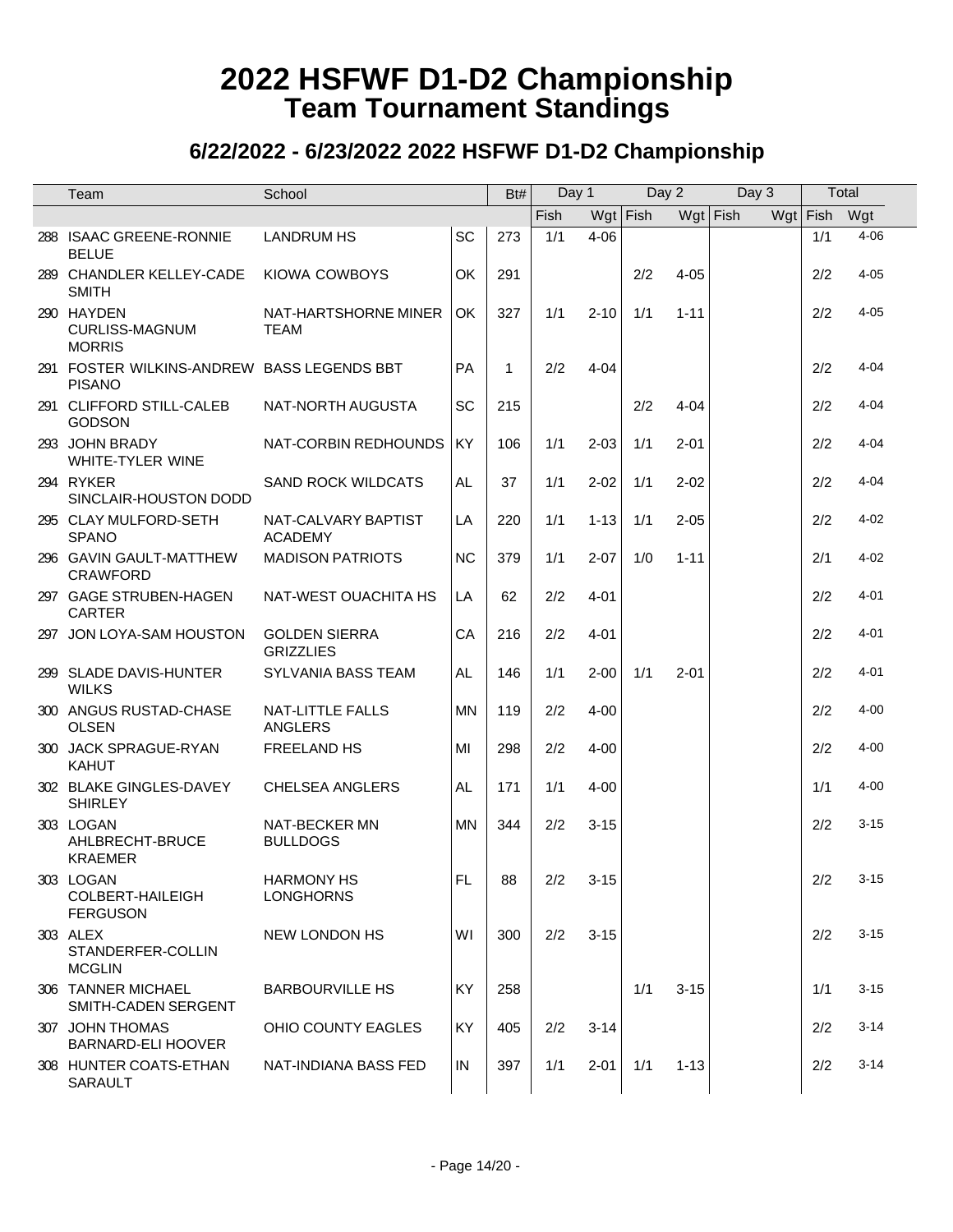# 2022 HSFWF D1-D2 Championship
## Team Tournament Standings

### 6/22/2022 - 6/23/2022 2022 HSFWF D1-D2 Championship

| | Team | School | | Bt# | Day 1 | | Day 2 | | Day 3 | | Total | |
|---|---|---|---|---|---|---|---|---|---|---|---|---|
| | | | | | Fish | Wgt | Fish | Wgt | Fish | Wgt | Fish | Wgt |
| 288 | ISAAC GREENE-RONNIE BELUE | LANDRUM HS | SC | 273 | 1/1 | 4-06 | | | | | 1/1 | 4-06 |
| 289 | CHANDLER KELLEY-CADE SMITH | KIOWA COWBOYS | OK | 291 | | | 2/2 | 4-05 | | | 2/2 | 4-05 |
| 290 | HAYDEN CURLISS-MAGNUM MORRIS | NAT-HARTSHORNE MINER TEAM | OK | 327 | 1/1 | 2-10 | 1/1 | 1-11 | | | 2/2 | 4-05 |
| 291 | FOSTER WILKINS-ANDREW PISANO | BASS LEGENDS BBT | PA | 1 | 2/2 | 4-04 | | | | | 2/2 | 4-04 |
| 291 | CLIFFORD STILL-CALEB GODSON | NAT-NORTH AUGUSTA | SC | 215 | | | 2/2 | 4-04 | | | 2/2 | 4-04 |
| 293 | JOHN BRADY WHITE-TYLER WINE | NAT-CORBIN REDHOUNDS | KY | 106 | 1/1 | 2-03 | 1/1 | 2-01 | | | 2/2 | 4-04 |
| 294 | RYKER SINCLAIR-HOUSTON DODD | SAND ROCK WILDCATS | AL | 37 | 1/1 | 2-02 | 1/1 | 2-02 | | | 2/2 | 4-04 |
| 295 | CLAY MULFORD-SETH SPANO | NAT-CALVARY BAPTIST ACADEMY | LA | 220 | 1/1 | 1-13 | 1/1 | 2-05 | | | 2/2 | 4-02 |
| 296 | GAVIN GAULT-MATTHEW CRAWFORD | MADISON PATRIOTS | NC | 379 | 1/1 | 2-07 | 1/0 | 1-11 | | | 2/1 | 4-02 |
| 297 | GAGE STRUBEN-HAGEN CARTER | NAT-WEST OUACHITA HS | LA | 62 | 2/2 | 4-01 | | | | | 2/2 | 4-01 |
| 297 | JON LOYA-SAM HOUSTON | GOLDEN SIERRA GRIZZLIES | CA | 216 | 2/2 | 4-01 | | | | | 2/2 | 4-01 |
| 299 | SLADE DAVIS-HUNTER WILKS | SYLVANIA BASS TEAM | AL | 146 | 1/1 | 2-00 | 1/1 | 2-01 | | | 2/2 | 4-01 |
| 300 | ANGUS RUSTAD-CHASE OLSEN | NAT-LITTLE FALLS ANGLERS | MN | 119 | 2/2 | 4-00 | | | | | 2/2 | 4-00 |
| 300 | JACK SPRAGUE-RYAN KAHUT | FREELAND HS | MI | 298 | 2/2 | 4-00 | | | | | 2/2 | 4-00 |
| 302 | BLAKE GINGLES-DAVEY SHIRLEY | CHELSEA ANGLERS | AL | 171 | 1/1 | 4-00 | | | | | 1/1 | 4-00 |
| 303 | LOGAN AHLBRECHT-BRUCE KRAEMER | NAT-BECKER MN BULLDOGS | MN | 344 | 2/2 | 3-15 | | | | | 2/2 | 3-15 |
| 303 | LOGAN COLBERT-HAILEIGH FERGUSON | HARMONY HS LONGHORNS | FL | 88 | 2/2 | 3-15 | | | | | 2/2 | 3-15 |
| 303 | ALEX STANDERFER-COLLIN MCGLIN | NEW LONDON HS | WI | 300 | 2/2 | 3-15 | | | | | 2/2 | 3-15 |
| 306 | TANNER MICHAEL SMITH-CADEN SERGENT | BARBOURVILLE HS | KY | 258 | | | 1/1 | 3-15 | | | 1/1 | 3-15 |
| 307 | JOHN THOMAS BARNARD-ELI HOOVER | OHIO COUNTY EAGLES | KY | 405 | 2/2 | 3-14 | | | | | 2/2 | 3-14 |
| 308 | HUNTER COATS-ETHAN SARAULT | NAT-INDIANA BASS FED | IN | 397 | 1/1 | 2-01 | 1/1 | 1-13 | | | 2/2 | 3-14 |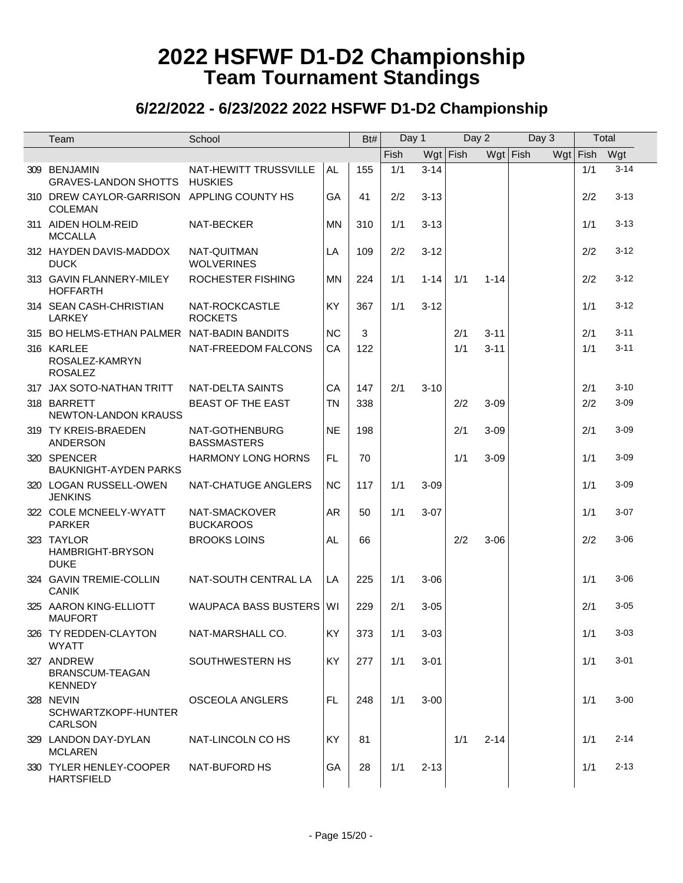# 2022 HSFWF D1-D2 Championship
## Team Tournament Standings

### 6/22/2022 - 6/23/2022 2022 HSFWF D1-D2 Championship

| | Team | School | | Bt# | Day 1 | | Day 2 | | Day 3 | | Total | |
|---|---|---|---|---|---|---|---|---|---|---|---|---|
| | | | | | Fish | Wgt | Fish | Wgt | Fish | Wgt | Fish | Wgt |
| 309 | BENJAMIN GRAVES-LANDON SHOTTS | NAT-HEWITT TRUSSVILLE HUSKIES | AL | 155 | 1/1 | 3-14 | | | | | 1/1 | 3-14 |
| 310 | DREW CAYLOR-GARRISON COLEMAN | APPLING COUNTY HS | GA | 41 | 2/2 | 3-13 | | | | | 2/2 | 3-13 |
| 311 | AIDEN HOLM-REID MCCALLA | NAT-BECKER | MN | 310 | 1/1 | 3-13 | | | | | 1/1 | 3-13 |
| 312 | HAYDEN DAVIS-MADDOX DUCK | NAT-QUITMAN WOLVERINES | LA | 109 | 2/2 | 3-12 | | | | | 2/2 | 3-12 |
| 313 | GAVIN FLANNERY-MILEY HOFFARTH | ROCHESTER FISHING | MN | 224 | 1/1 | 1-14 | 1/1 | 1-14 | | | 2/2 | 3-12 |
| 314 | SEAN CASH-CHRISTIAN LARKEY | NAT-ROCKCASTLE ROCKETS | KY | 367 | 1/1 | 3-12 | | | | | 1/1 | 3-12 |
| 315 | BO HELMS-ETHAN PALMER | NAT-BADIN BANDITS | NC | 3 | | | 2/1 | 3-11 | | | 2/1 | 3-11 |
| 316 | KARLEE ROSALEZ-KAMRYN ROSALEZ | NAT-FREEDOM FALCONS | CA | 122 | | | 1/1 | 3-11 | | | 1/1 | 3-11 |
| 317 | JAX SOTO-NATHAN TRITT | NAT-DELTA SAINTS | CA | 147 | 2/1 | 3-10 | | | | | 2/1 | 3-10 |
| 318 | BARRETT NEWTON-LANDON KRAUSS | BEAST OF THE EAST | TN | 338 | | | 2/2 | 3-09 | | | 2/2 | 3-09 |
| 319 | TY KREIS-BRAEDEN ANDERSON | NAT-GOTHENBURG BASSMASTERS | NE | 198 | | | 2/1 | 3-09 | | | 2/1 | 3-09 |
| 320 | SPENCER BAUKNIGHT-AYDEN PARKS | HARMONY LONG HORNS | FL | 70 | | | 1/1 | 3-09 | | | 1/1 | 3-09 |
| 320 | LOGAN RUSSELL-OWEN JENKINS | NAT-CHATUGE ANGLERS | NC | 117 | 1/1 | 3-09 | | | | | 1/1 | 3-09 |
| 322 | COLE MCNEELY-WYATT PARKER | NAT-SMACKOVER BUCKAROOS | AR | 50 | 1/1 | 3-07 | | | | | 1/1 | 3-07 |
| 323 | TAYLOR HAMBRIGHT-BRYSON DUKE | BROOKS LOINS | AL | 66 | | | 2/2 | 3-06 | | | 2/2 | 3-06 |
| 324 | GAVIN TREMIE-COLLIN CANIK | NAT-SOUTH CENTRAL LA | LA | 225 | 1/1 | 3-06 | | | | | 1/1 | 3-06 |
| 325 | AARON KING-ELLIOTT MAUFORT | WAUPACA BASS BUSTERS | WI | 229 | 2/1 | 3-05 | | | | | 2/1 | 3-05 |
| 326 | TY REDDEN-CLAYTON WYATT | NAT-MARSHALL CO. | KY | 373 | 1/1 | 3-03 | | | | | 1/1 | 3-03 |
| 327 | ANDREW BRANSCUM-TEAGAN KENNEDY | SOUTHWESTERN HS | KY | 277 | 1/1 | 3-01 | | | | | 1/1 | 3-01 |
| 328 | NEVIN SCHWARTZKOPF-HUNTER CARLSON | OSCEOLA ANGLERS | FL | 248 | 1/1 | 3-00 | | | | | 1/1 | 3-00 |
| 329 | LANDON DAY-DYLAN MCLAREN | NAT-LINCOLN CO HS | KY | 81 | | | 1/1 | 2-14 | | | 1/1 | 2-14 |
| 330 | TYLER HENLEY-COOPER HARTSFIELD | NAT-BUFORD HS | GA | 28 | 1/1 | 2-13 | | | | | 1/1 | 2-13 |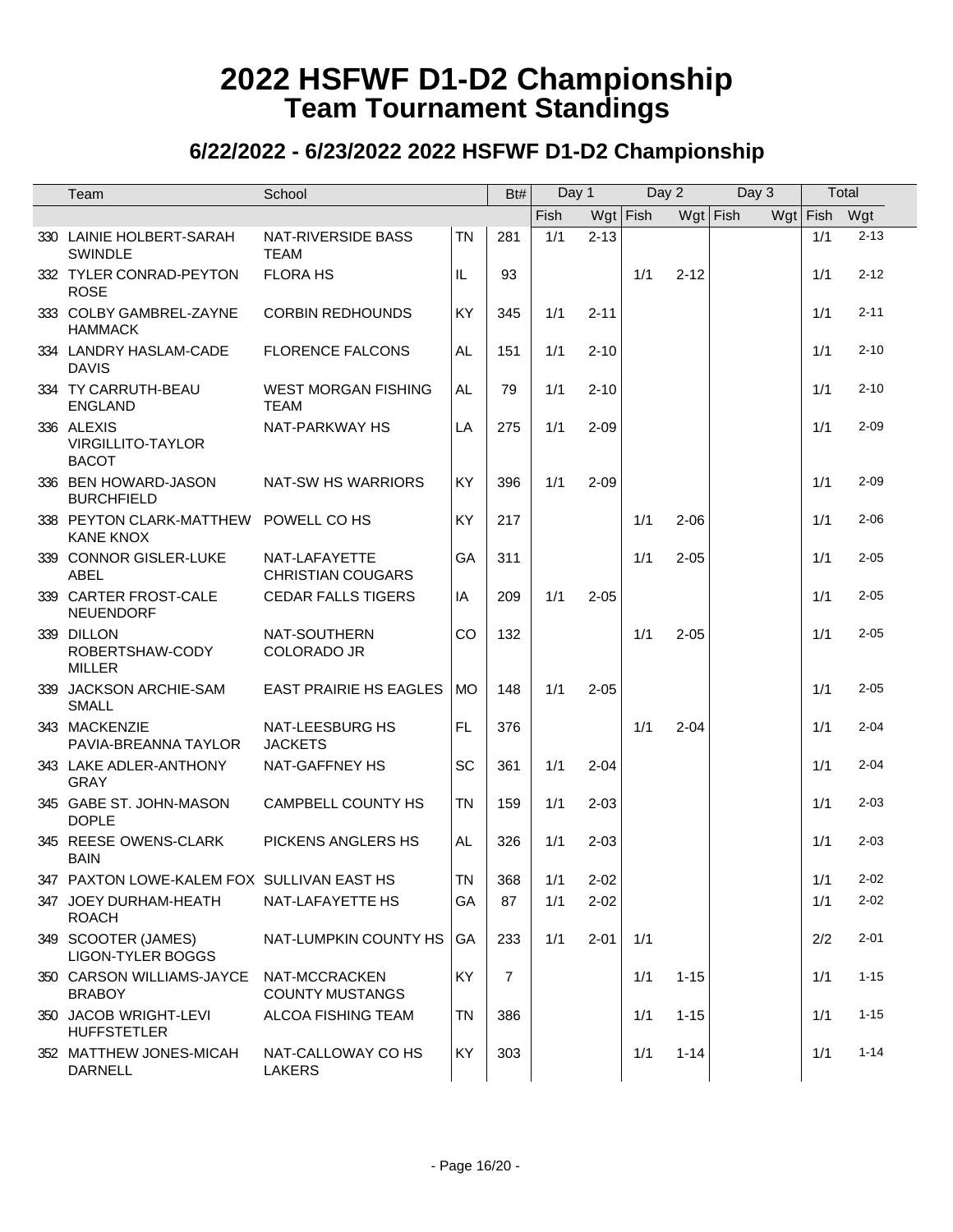# 2022 HSFWF D1-D2 Championship
## Team Tournament Standings

### 6/22/2022 - 6/23/2022 2022 HSFWF D1-D2 Championship

| | Team | School | | Bt# | Day 1 | | Day 2 | | Day 3 | | Total | |
|---|---|---|---|---|---|---|---|---|---|---|---|---|
| | | | | | Fish | Wgt | Fish | Wgt | Fish | Wgt | Fish | Wgt |
| 330 | LAINIE HOLBERT-SARAH SWINDLE | NAT-RIVERSIDE BASS TEAM | TN | 281 | 1/1 | 2-13 | | | | | 1/1 | 2-13 |
| 332 | TYLER CONRAD-PEYTON ROSE | FLORA HS | IL | 93 | | | 1/1 | 2-12 | | | 1/1 | 2-12 |
| 333 | COLBY GAMBREL-ZAYNE HAMMACK | CORBIN REDHOUNDS | KY | 345 | 1/1 | 2-11 | | | | | 1/1 | 2-11 |
| 334 | LANDRY HASLAM-CADE DAVIS | FLORENCE FALCONS | AL | 151 | 1/1 | 2-10 | | | | | 1/1 | 2-10 |
| 334 | TY CARRUTH-BEAU ENGLAND | WEST MORGAN FISHING TEAM | AL | 79 | 1/1 | 2-10 | | | | | 1/1 | 2-10 |
| 336 | ALEXIS VIRGILLITO-TAYLOR BACOT | NAT-PARKWAY HS | LA | 275 | 1/1 | 2-09 | | | | | 1/1 | 2-09 |
| 336 | BEN HOWARD-JASON BURCHFIELD | NAT-SW HS WARRIORS | KY | 396 | 1/1 | 2-09 | | | | | 1/1 | 2-09 |
| 338 | PEYTON CLARK-MATTHEW KANE KNOX | POWELL CO HS | KY | 217 | | | 1/1 | 2-06 | | | 1/1 | 2-06 |
| 339 | CONNOR GISLER-LUKE ABEL | NAT-LAFAYETTE CHRISTIAN COUGARS | GA | 311 | | | 1/1 | 2-05 | | | 1/1 | 2-05 |
| 339 | CARTER FROST-CALE NEUENDORF | CEDAR FALLS TIGERS | IA | 209 | 1/1 | 2-05 | | | | | 1/1 | 2-05 |
| 339 | DILLON ROBERTSHAW-CODY MILLER | NAT-SOUTHERN COLORADO JR | CO | 132 | | | 1/1 | 2-05 | | | 1/1 | 2-05 |
| 339 | JACKSON ARCHIE-SAM SMALL | EAST PRAIRIE HS EAGLES | MO | 148 | 1/1 | 2-05 | | | | | 1/1 | 2-05 |
| 343 | MACKENZIE PAVIA-BREANNA TAYLOR | NAT-LEESBURG HS JACKETS | FL | 376 | | | 1/1 | 2-04 | | | 1/1 | 2-04 |
| 343 | LAKE ADLER-ANTHONY GRAY | NAT-GAFFNEY HS | SC | 361 | 1/1 | 2-04 | | | | | 1/1 | 2-04 |
| 345 | GABE ST. JOHN-MASON DOPLE | CAMPBELL COUNTY HS | TN | 159 | 1/1 | 2-03 | | | | | 1/1 | 2-03 |
| 345 | REESE OWENS-CLARK BAIN | PICKENS ANGLERS HS | AL | 326 | 1/1 | 2-03 | | | | | 1/1 | 2-03 |
| 347 | PAXTON LOWE-KALEM FOX | SULLIVAN EAST HS | TN | 368 | 1/1 | 2-02 | | | | | 1/1 | 2-02 |
| 347 | JOEY DURHAM-HEATH ROACH | NAT-LAFAYETTE HS | GA | 87 | 1/1 | 2-02 | | | | | 1/1 | 2-02 |
| 349 | SCOOTER (JAMES) LIGON-TYLER BOGGS | NAT-LUMPKIN COUNTY HS | GA | 233 | 1/1 | 2-01 | 1/1 | | | | 2/2 | 2-01 |
| 350 | CARSON WILLIAMS-JAYCE BRABOY | NAT-MCCRACKEN COUNTY MUSTANGS | KY | 7 | | | 1/1 | 1-15 | | | 1/1 | 1-15 |
| 350 | JACOB WRIGHT-LEVI HUFFSTETLER | ALCOA FISHING TEAM | TN | 386 | | | 1/1 | 1-15 | | | 1/1 | 1-15 |
| 352 | MATTHEW JONES-MICAH DARNELL | NAT-CALLOWAY CO HS LAKERS | KY | 303 | | | 1/1 | 1-14 | | | 1/1 | 1-14 |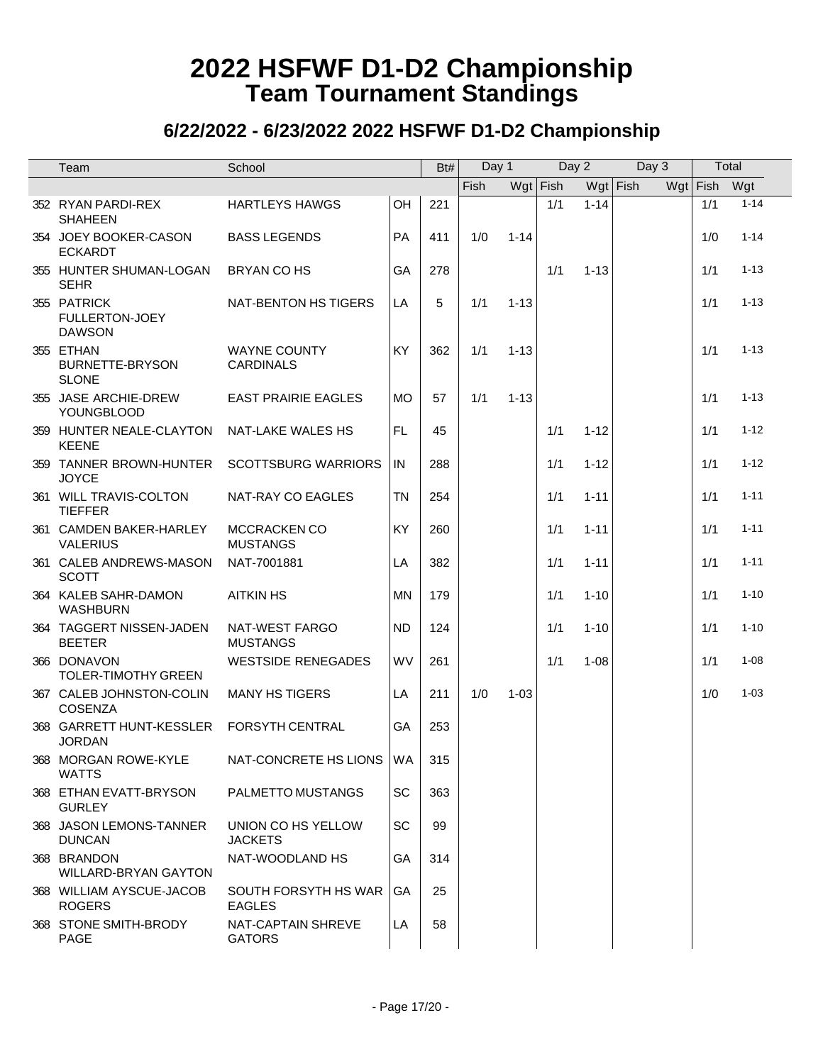# 2022 HSFWF D1-D2 Championship
## Team Tournament Standings

### 6/22/2022 - 6/23/2022 2022 HSFWF D1-D2 Championship

| | Team | School | | Bt# | Day 1 | | Day 2 | | Day 3 | | Total | |
|---|---|---|---|---|---|---|---|---|---|---|---|---|
| | | | | | Fish | Wgt | Fish | Wgt | Fish | Wgt | Fish | Wgt |
| 352 | RYAN PARDI-REX SHAHEEN | HARTLEYS HAWGS | OH | 221 | | | 1/1 | 1-14 | | | 1/1 | 1-14 |
| 354 | JOEY BOOKER-CASON ECKARDT | BASS LEGENDS | PA | 411 | 1/0 | 1-14 | | | | | 1/0 | 1-14 |
| 355 | HUNTER SHUMAN-LOGAN SEHR | BRYAN CO HS | GA | 278 | | | 1/1 | 1-13 | | | 1/1 | 1-13 |
| 355 | PATRICK FULLERTON-JOEY DAWSON | NAT-BENTON HS TIGERS | LA | 5 | 1/1 | 1-13 | | | | | 1/1 | 1-13 |
| 355 | ETHAN BURNETTE-BRYSON SLONE | WAYNE COUNTY CARDINALS | KY | 362 | 1/1 | 1-13 | | | | | 1/1 | 1-13 |
| 355 | JASE ARCHIE-DREW YOUNGBLOOD | EAST PRAIRIE EAGLES | MO | 57 | 1/1 | 1-13 | | | | | 1/1 | 1-13 |
| 359 | HUNTER NEALE-CLAYTON KEENE | NAT-LAKE WALES HS | FL | 45 | | | 1/1 | 1-12 | | | 1/1 | 1-12 |
| 359 | TANNER BROWN-HUNTER JOYCE | SCOTTSBURG WARRIORS | IN | 288 | | | 1/1 | 1-12 | | | 1/1 | 1-12 |
| 361 | WILL TRAVIS-COLTON TIEFFER | NAT-RAY CO EAGLES | TN | 254 | | | 1/1 | 1-11 | | | 1/1 | 1-11 |
| 361 | CAMDEN BAKER-HARLEY VALERIUS | MCCRACKEN CO MUSTANGS | KY | 260 | | | 1/1 | 1-11 | | | 1/1 | 1-11 |
| 361 | CALEB ANDREWS-MASON SCOTT | NAT-7001881 | LA | 382 | | | 1/1 | 1-11 | | | 1/1 | 1-11 |
| 364 | KALEB SAHR-DAMON WASHBURN | AITKIN HS | MN | 179 | | | 1/1 | 1-10 | | | 1/1 | 1-10 |
| 364 | TAGGERT NISSEN-JADEN BEETER | NAT-WEST FARGO MUSTANGS | ND | 124 | | | 1/1 | 1-10 | | | 1/1 | 1-10 |
| 366 | DONAVON TOLER-TIMOTHY GREEN | WESTSIDE RENEGADES | WV | 261 | | | 1/1 | 1-08 | | | 1/1 | 1-08 |
| 367 | CALEB JOHNSTON-COLIN COSENZA | MANY HS TIGERS | LA | 211 | 1/0 | 1-03 | | | | | 1/0 | 1-03 |
| 368 | GARRETT HUNT-KESSLER JORDAN | FORSYTH CENTRAL | GA | 253 | | | | | | | | |
| 368 | MORGAN ROWE-KYLE WATTS | NAT-CONCRETE HS LIONS | WA | 315 | | | | | | | | |
| 368 | ETHAN EVATT-BRYSON GURLEY | PALMETTO MUSTANGS | SC | 363 | | | | | | | | |
| 368 | JASON LEMONS-TANNER DUNCAN | UNION CO HS YELLOW JACKETS | SC | 99 | | | | | | | | |
| 368 | BRANDON WILLARD-BRYAN GAYTON | NAT-WOODLAND HS | GA | 314 | | | | | | | | |
| 368 | WILLIAM AYSCUE-JACOB ROGERS | SOUTH FORSYTH HS WAR EAGLES | GA | 25 | | | | | | | | |
| 368 | STONE SMITH-BRODY PAGE | NAT-CAPTAIN SHREVE GATORS | LA | 58 | | | | | | | | |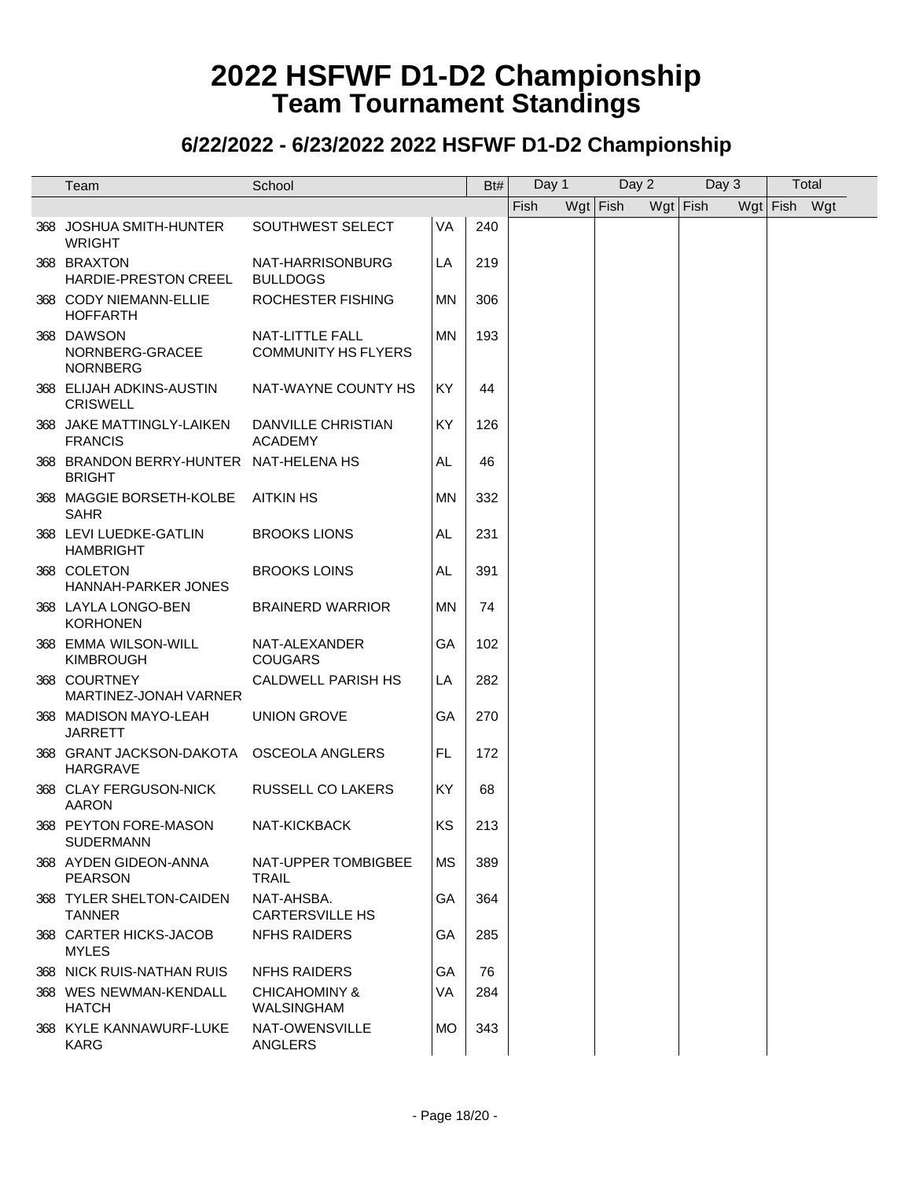# 2022 HSFWF D1-D2 Championship
## Team Tournament Standings

### 6/22/2022 - 6/23/2022 2022 HSFWF D1-D2 Championship

| | Team | School | | Bt# | Day 1 | | Day 2 | | Day 3 | | Total | |
|---|---|---|---|---|---|---|---|---|---|---|---|---|
| | | | | | Fish | Wgt | Fish | Wgt | Fish | Wgt | Fish | Wgt |
| 368 | JOSHUA SMITH-HUNTER WRIGHT | SOUTHWEST SELECT | VA | 240 | | | | | | | | |
| 368 | BRAXTON HARDIE-PRESTON CREEL | NAT-HARRISONBURG BULLDOGS | LA | 219 | | | | | | | | |
| 368 | CODY NIEMANN-ELLIE HOFFARTH | ROCHESTER FISHING | MN | 306 | | | | | | | | |
| 368 | DAWSON NORNBERG-GRACEE NORNBERG | NAT-LITTLE FALL COMMUNITY HS FLYERS | MN | 193 | | | | | | | | |
| 368 | ELIJAH ADKINS-AUSTIN CRISWELL | NAT-WAYNE COUNTY HS | KY | 44 | | | | | | | | |
| 368 | JAKE MATTINGLY-LAIKEN FRANCIS | DANVILLE CHRISTIAN ACADEMY | KY | 126 | | | | | | | | |
| 368 | BRANDON BERRY-HUNTER BRIGHT | NAT-HELENA HS | AL | 46 | | | | | | | | |
| 368 | MAGGIE BORSETH-KOLBE SAHR | AITKIN HS | MN | 332 | | | | | | | | |
| 368 | LEVI LUEDKE-GATLIN HAMBRIGHT | BROOKS LIONS | AL | 231 | | | | | | | | |
| 368 | COLETON HANNAH-PARKER JONES | BROOKS LOINS | AL | 391 | | | | | | | | |
| 368 | LAYLA LONGO-BEN KORHONEN | BRAINERD WARRIOR | MN | 74 | | | | | | | | |
| 368 | EMMA WILSON-WILL KIMBROUGH | NAT-ALEXANDER COUGARS | GA | 102 | | | | | | | | |
| 368 | COURTNEY MARTINEZ-JONAH VARNER | CALDWELL PARISH HS | LA | 282 | | | | | | | | |
| 368 | MADISON MAYO-LEAH JARRETT | UNION GROVE | GA | 270 | | | | | | | | |
| 368 | GRANT JACKSON-DAKOTA HARGRAVE | OSCEOLA ANGLERS | FL | 172 | | | | | | | | |
| 368 | CLAY FERGUSON-NICK AARON | RUSSELL CO LAKERS | KY | 68 | | | | | | | | |
| 368 | PEYTON FORE-MASON SUDERMANN | NAT-KICKBACK | KS | 213 | | | | | | | | |
| 368 | AYDEN GIDEON-ANNA PEARSON | NAT-UPPER TOMBIGBEE TRAIL | MS | 389 | | | | | | | | |
| 368 | TYLER SHELTON-CAIDEN TANNER | NAT-AHSBA. CARTERSVILLE HS | GA | 364 | | | | | | | | |
| 368 | CARTER HICKS-JACOB MYLES | NFHS RAIDERS | GA | 285 | | | | | | | | |
| 368 | NICK RUIS-NATHAN RUIS | NFHS RAIDERS | GA | 76 | | | | | | | | |
| 368 | WES NEWMAN-KENDALL HATCH | CHICAHOMINY & WALSINGHAM | VA | 284 | | | | | | | | |
| 368 | KYLE KANNAWURF-LUKE KARG | NAT-OWENSVILLE ANGLERS | MO | 343 | | | | | | | | |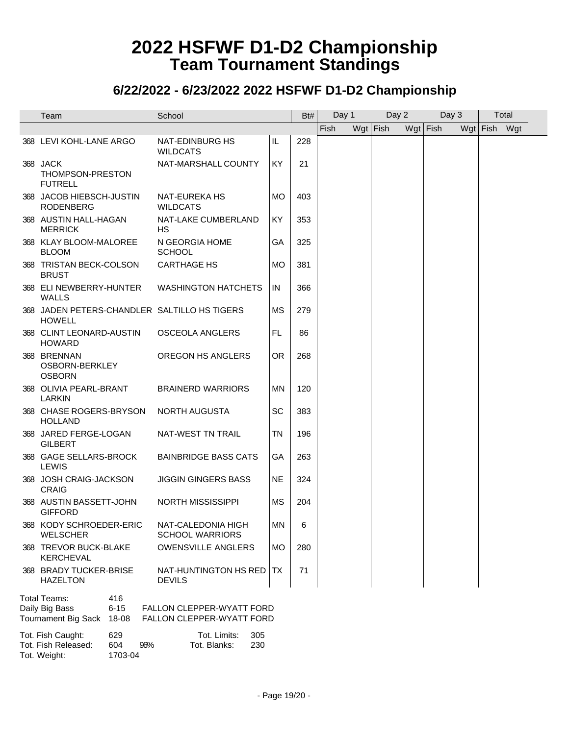# 2022 HSFWF D1-D2 Championship
## Team Tournament Standings

### 6/22/2022 - 6/23/2022 2022 HSFWF D1-D2 Championship

| | Team | School | | Bt# | Day 1 | | Day 2 | | Day 3 | | Total | |
|---|---|---|---|---|---|---|---|---|---|---|---|---|
| | | | | | Fish | Wgt | Fish | Wgt | Fish | Wgt | Fish | Wgt |
| 368 | LEVI KOHL-LANE ARGO | NAT-EDINBURG HS WILDCATS | IL | 228 | | | | | | | | |
| 368 | JACK THOMPSON-PRESTON FUTRELL | NAT-MARSHALL COUNTY | KY | 21 | | | | | | | | |
| 368 | JACOB HIEBSCH-JUSTIN RODENBERG | NAT-EUREKA HS WILDCATS | MO | 403 | | | | | | | | |
| 368 | AUSTIN HALL-HAGAN MERRICK | NAT-LAKE CUMBERLAND HS | KY | 353 | | | | | | | | |
| 368 | KLAY BLOOM-MALOREE BLOOM | N GEORGIA HOME SCHOOL | GA | 325 | | | | | | | | |
| 368 | TRISTAN BECK-COLSON BRUST | CARTHAGE HS | MO | 381 | | | | | | | | |
| 368 | ELI NEWBERRY-HUNTER WALLS | WASHINGTON HATCHETS | IN | 366 | | | | | | | | |
| 368 | JADEN PETERS-CHANDLER HOWELL | SALTILLO HS TIGERS | MS | 279 | | | | | | | | |
| 368 | CLINT LEONARD-AUSTIN HOWARD | OSCEOLA ANGLERS | FL | 86 | | | | | | | | |
| 368 | BRENNAN OSBORN-BERKLEY OSBORN | OREGON HS ANGLERS | OR | 268 | | | | | | | | |
| 368 | OLIVIA PEARL-BRANT LARKIN | BRAINERD WARRIORS | MN | 120 | | | | | | | | |
| 368 | CHASE ROGERS-BRYSON HOLLAND | NORTH AUGUSTA | SC | 383 | | | | | | | | |
| 368 | JARED FERGE-LOGAN GILBERT | NAT-WEST TN TRAIL | TN | 196 | | | | | | | | |
| 368 | GAGE SELLARS-BROCK LEWIS | BAINBRIDGE BASS CATS | GA | 263 | | | | | | | | |
| 368 | JOSH CRAIG-JACKSON CRAIG | JIGGIN GINGERS BASS | NE | 324 | | | | | | | | |
| 368 | AUSTIN BASSETT-JOHN GIFFORD | NORTH MISSISSIPPI | MS | 204 | | | | | | | | |
| 368 | KODY SCHROEDER-ERIC WELSCHER | NAT-CALEDONIA HIGH SCHOOL WARRIORS | MN | 6 | | | | | | | | |
| 368 | TREVOR BUCK-BLAKE KERCHEVAL | OWENSVILLE ANGLERS | MO | 280 | | | | | | | | |
| 368 | BRADY TUCKER-BRISE HAZELTON | NAT-HUNTINGTON HS RED DEVILS | TX | 71 | | | | | | | | |

Total Teams: 416
Daily Big Bass 6-15 FALLON CLEPPER-WYATT FORD
Tournament Big Sack 18-08 FALLON CLEPPER-WYATT FORD

Tot. Fish Caught: 629 Tot. Limits: 305
Tot. Fish Released: 604 96% Tot. Blanks: 230
Tot. Weight: 1703-04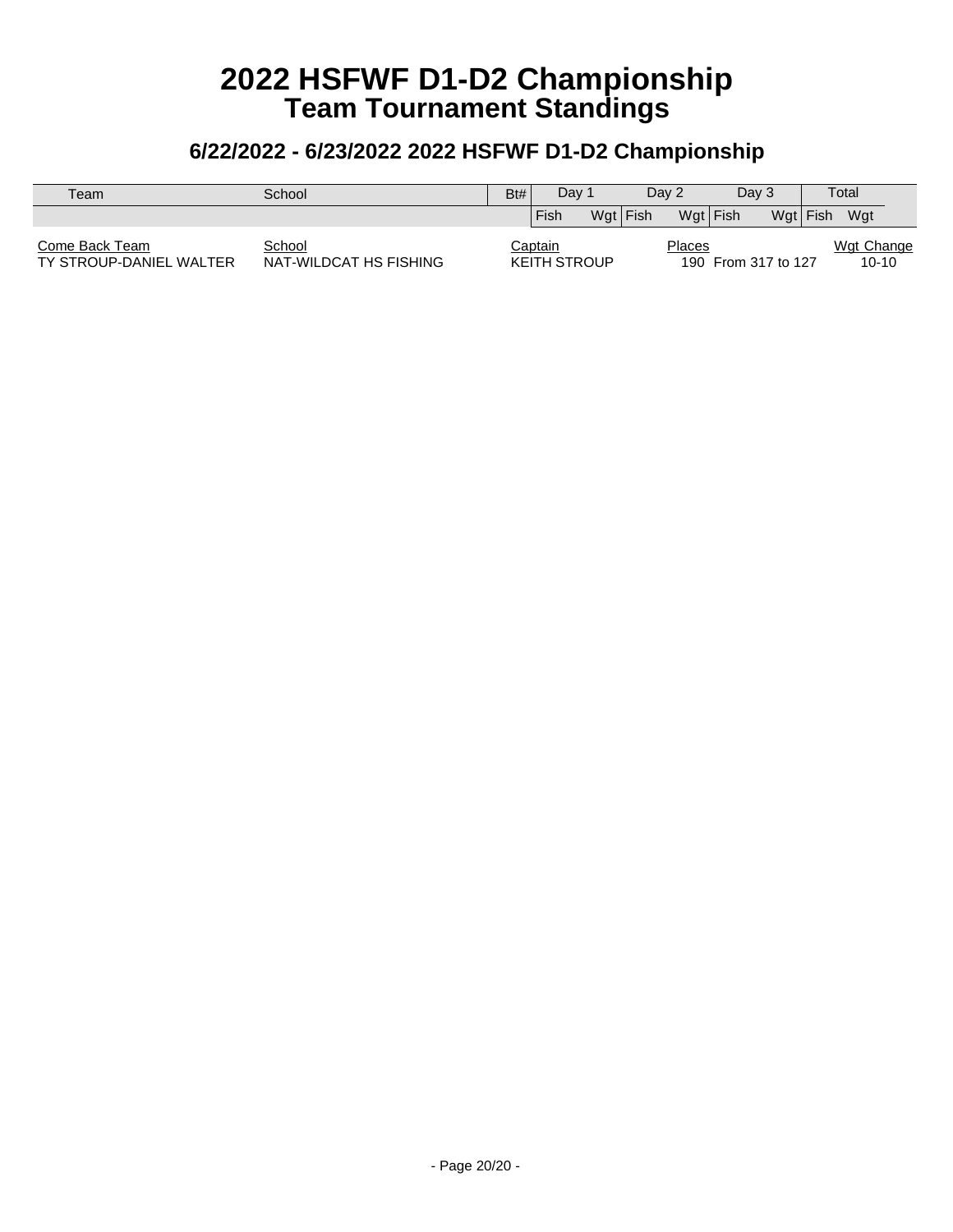# 2022 HSFWF D1-D2 Championship
## Team Tournament Standings

### 6/22/2022 - 6/23/2022 2022 HSFWF D1-D2 Championship

| Team | School | Bt# | Day 1 | | Day 2 | | Day 3 | | Total | |
|---|---|---|---|---|---|---|---|---|---|---|
| | | | Fish | Wgt | Fish | Wgt | Fish | Wgt | Fish | Wgt |

| Come Back Team | School | Captain | Places | Wgt Change |
|---|---|---|---|---|
| TY STROUP-DANIEL WALTER | NAT-WILDCAT HS FISHING | KEITH STROUP | 190 From 317 to 127 | 10-10 |